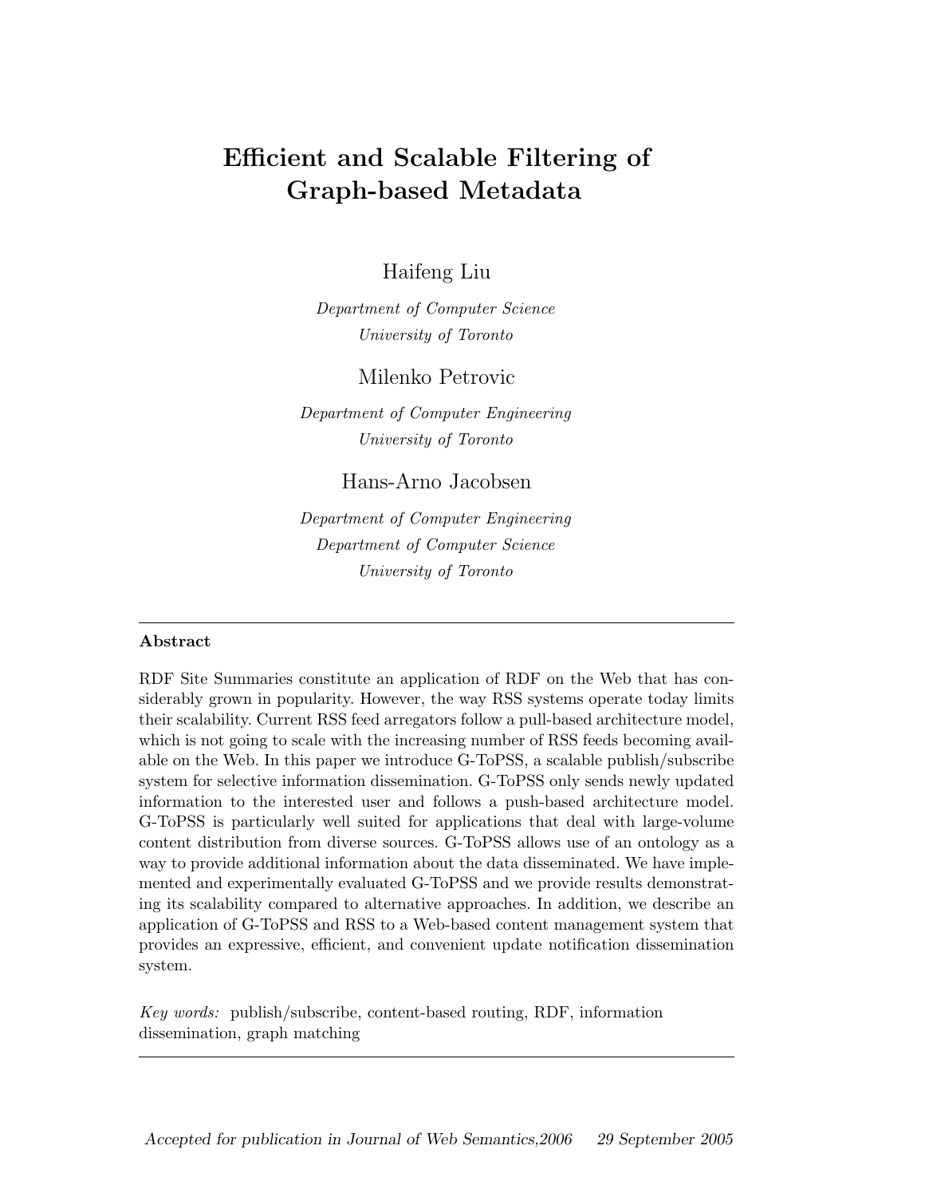# Efficient and Scalable Filtering of Graph-based Metadata

Haifeng Liu

*Department of Computer Science*
*University of Toronto*

Milenko Petrovic

*Department of Computer Engineering*
*University of Toronto*

Hans-Arno Jacobsen

*Department of Computer Engineering*
*Department of Computer Science*
*University of Toronto*

---

**Abstract**

RDF Site Summaries constitute an application of RDF on the Web that has considerably grown in popularity. However, the way RSS systems operate today limits their scalability. Current RSS feed arregators follow a pull-based architecture model, which is not going to scale with the increasing number of RSS feeds becoming available on the Web. In this paper we introduce G-ToPSS, a scalable publish/subscribe system for selective information dissemination. G-ToPSS only sends newly updated information to the interested user and follows a push-based architecture model. G-ToPSS is particularly well suited for applications that deal with large-volume content distribution from diverse sources. G-ToPSS allows use of an ontology as a way to provide additional information about the data disseminated. We have implemented and experimentally evaluated G-ToPSS and we provide results demonstrating its scalability compared to alternative approaches. In addition, we describe an application of G-ToPSS and RSS to a Web-based content management system that provides an expressive, efficient, and convenient update notification dissemination system.

*Key words:* publish/subscribe, content-based routing, RDF, information dissemination, graph matching

---

*Accepted for publication in Journal of Web Semantics,2006 29 September 2005*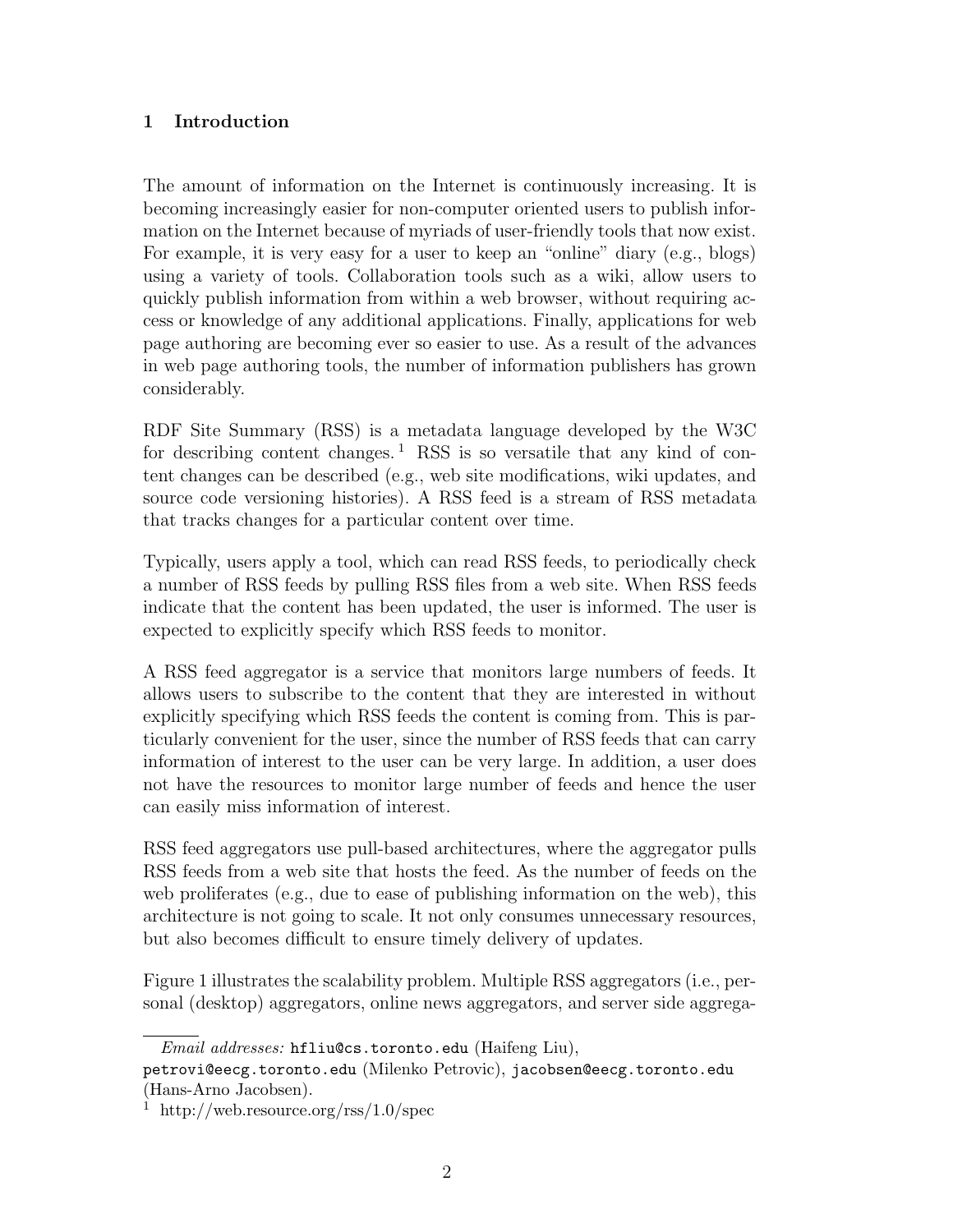## 1 Introduction

The amount of information on the Internet is continuously increasing. It is becoming increasingly easier for non-computer oriented users to publish information on the Internet because of myriads of user-friendly tools that now exist. For example, it is very easy for a user to keep an "online" diary (e.g., blogs) using a variety of tools. Collaboration tools such as a wiki, allow users to quickly publish information from within a web browser, without requiring access or knowledge of any additional applications. Finally, applications for web page authoring are becoming ever so easier to use. As a result of the advances in web page authoring tools, the number of information publishers has grown considerably.

RDF Site Summary (RSS) is a metadata language developed by the W3C for describing content changes. [1] RSS is so versatile that any kind of content changes can be described (e.g., web site modifications, wiki updates, and source code versioning histories). A RSS feed is a stream of RSS metadata that tracks changes for a particular content over time.

Typically, users apply a tool, which can read RSS feeds, to periodically check a number of RSS feeds by pulling RSS files from a web site. When RSS feeds indicate that the content has been updated, the user is informed. The user is expected to explicitly specify which RSS feeds to monitor.

A RSS feed aggregator is a service that monitors large numbers of feeds. It allows users to subscribe to the content that they are interested in without explicitly specifying which RSS feeds the content is coming from. This is particularly convenient for the user, since the number of RSS feeds that can carry information of interest to the user can be very large. In addition, a user does not have the resources to monitor large number of feeds and hence the user can easily miss information of interest.

RSS feed aggregators use pull-based architectures, where the aggregator pulls RSS feeds from a web site that hosts the feed. As the number of feeds on the web proliferates (e.g., due to ease of publishing information on the web), this architecture is not going to scale. It not only consumes unnecessary resources, but also becomes difficult to ensure timely delivery of updates.

Figure 1 illustrates the scalability problem. Multiple RSS aggregators (i.e., personal (desktop) aggregators, online news aggregators, and server side aggrega-

*Email addresses:* hfliu@cs.toronto.edu (Haifeng Liu), petrovi@eecg.toronto.edu (Milenko Petrovic), jacobsen@eecg.toronto.edu (Hans-Arno Jacobsen).

[1] http://web.resource.org/rss/1.0/spec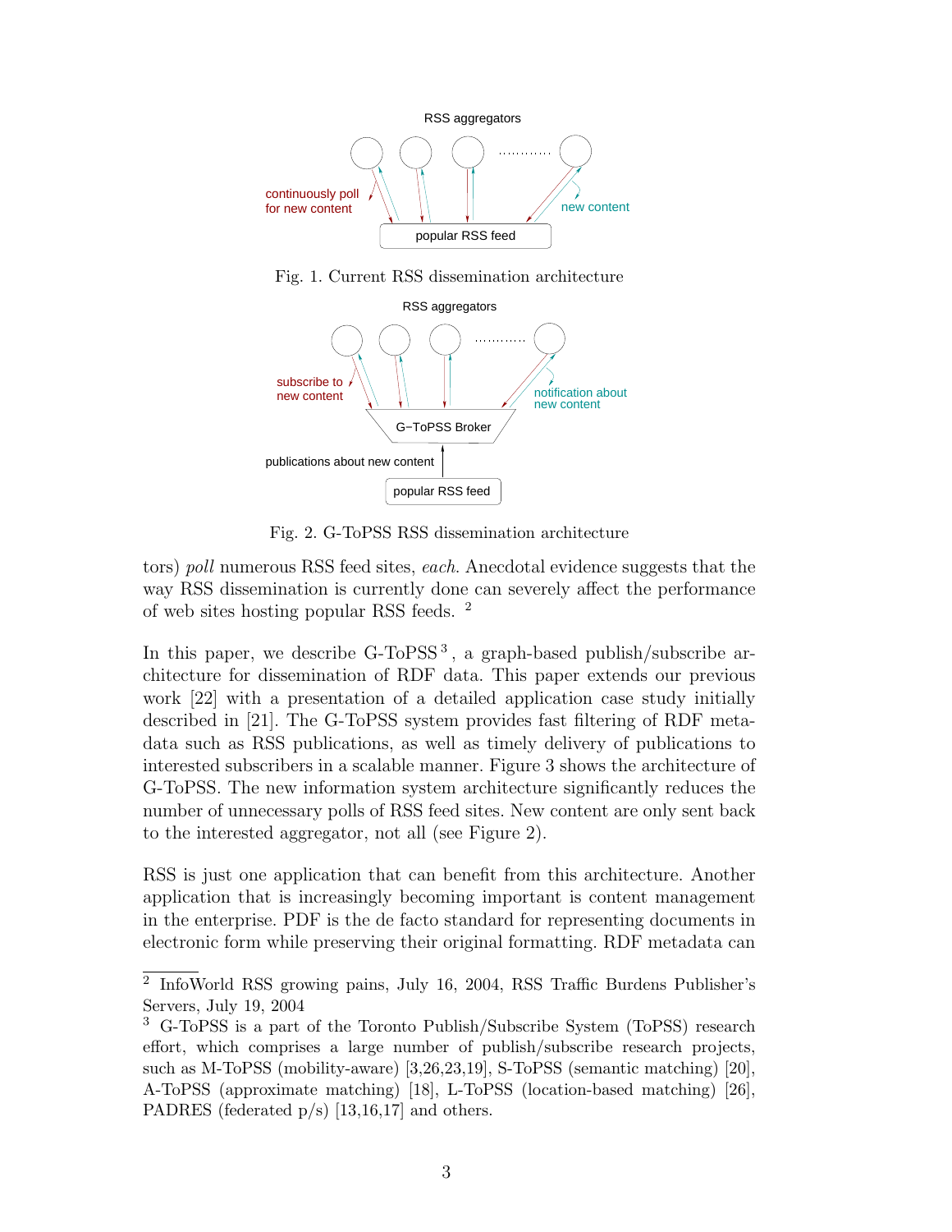Fig. 1. Current RSS dissemination architecture

Fig. 2. G-ToPSS RSS dissemination architecture

tors) *poll* numerous RSS feed sites, *each*. Anecdotal evidence suggests that the way RSS dissemination is currently done can severely affect the performance of web sites hosting popular RSS feeds. [2]

In this paper, we describe G-ToPSS [3], a graph-based publish/subscribe architecture for dissemination of RDF data. This paper extends our previous work [22] with a presentation of a detailed application case study initially described in [21]. The G-ToPSS system provides fast filtering of RDF metadata such as RSS publications, as well as timely delivery of publications to interested subscribers in a scalable manner. Figure 3 shows the architecture of G-ToPSS. The new information system architecture significantly reduces the number of unnecessary polls of RSS feed sites. New content are only sent back to the interested aggregator, not all (see Figure 2).

RSS is just one application that can benefit from this architecture. Another application that is increasingly becoming important is content management in the enterprise. PDF is the de facto standard for representing documents in electronic form while preserving their original formatting. RDF metadata can

---

[2] InfoWorld RSS growing pains, July 16, 2004, RSS Traffic Burdens Publisher's Servers, July 19, 2004

[3] G-ToPSS is a part of the Toronto Publish/Subscribe System (ToPSS) research effort, which comprises a large number of publish/subscribe research projects, such as M-ToPSS (mobility-aware) [3,26,23,19], S-ToPSS (semantic matching) [20], A-ToPSS (approximate matching) [18], L-ToPSS (location-based matching) [26], PADRES (federated p/s) [13,16,17] and others.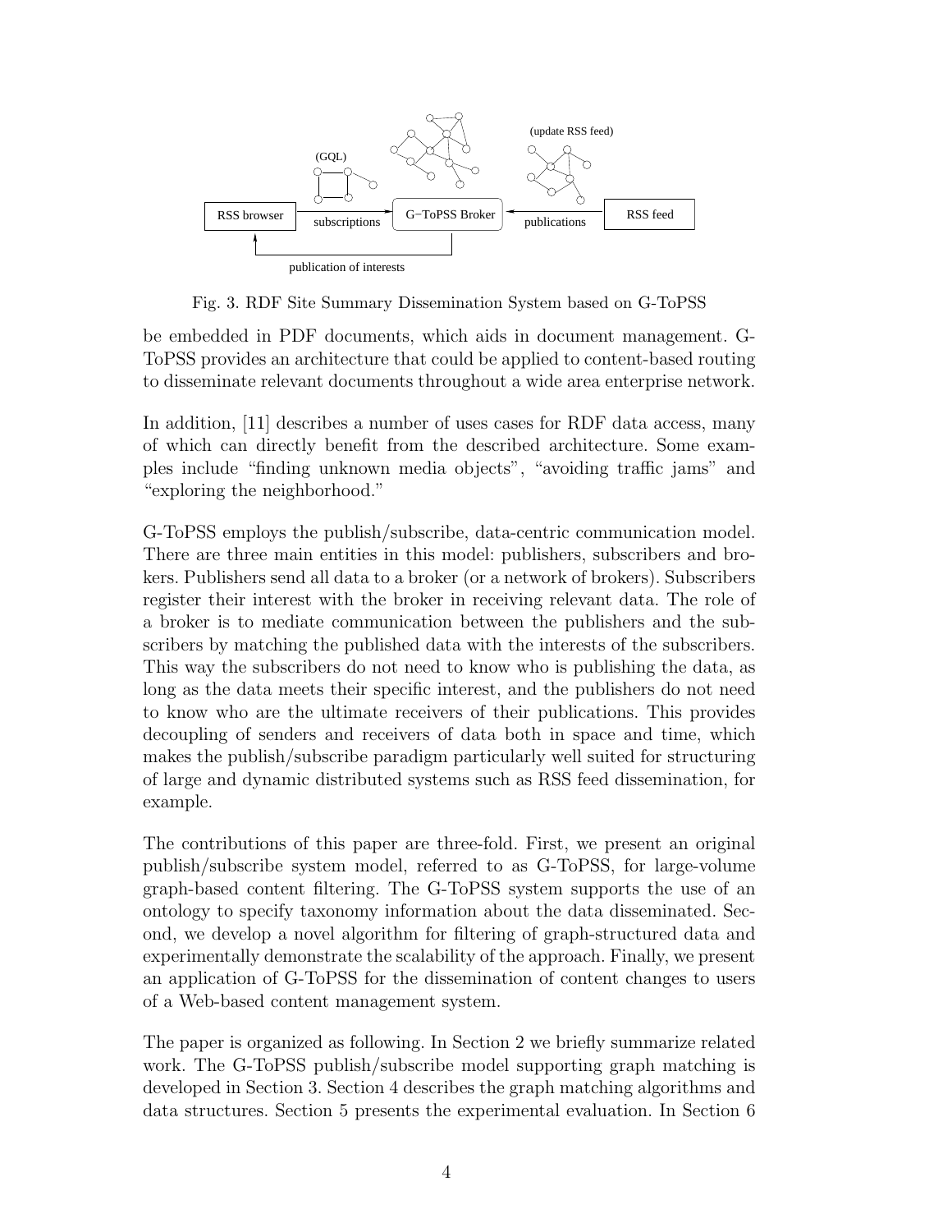(GQL)

(update RSS feed)

RSS browser

subscriptions

G−ToPSS Broker

publications

RSS feed

publication of interests

Fig. 3. RDF Site Summary Dissemination System based on G-ToPSS

be embedded in PDF documents, which aids in document management. G-ToPSS provides an architecture that could be applied to content-based routing to disseminate relevant documents throughout a wide area enterprise network.

In addition, [11] describes a number of uses cases for RDF data access, many of which can directly benefit from the described architecture. Some examples include "finding unknown media objects", "avoiding traffic jams" and "exploring the neighborhood."

G-ToPSS employs the publish/subscribe, data-centric communication model. There are three main entities in this model: publishers, subscribers and brokers. Publishers send all data to a broker (or a network of brokers). Subscribers register their interest with the broker in receiving relevant data. The role of a broker is to mediate communication between the publishers and the subscribers by matching the published data with the interests of the subscribers. This way the subscribers do not need to know who is publishing the data, as long as the data meets their specific interest, and the publishers do not need to know who are the ultimate receivers of their publications. This provides decoupling of senders and receivers of data both in space and time, which makes the publish/subscribe paradigm particularly well suited for structuring of large and dynamic distributed systems such as RSS feed dissemination, for example.

The contributions of this paper are three-fold. First, we present an original publish/subscribe system model, referred to as G-ToPSS, for large-volume graph-based content filtering. The G-ToPSS system supports the use of an ontology to specify taxonomy information about the data disseminated. Second, we develop a novel algorithm for filtering of graph-structured data and experimentally demonstrate the scalability of the approach. Finally, we present an application of G-ToPSS for the dissemination of content changes to users of a Web-based content management system.

The paper is organized as following. In Section 2 we briefly summarize related work. The G-ToPSS publish/subscribe model supporting graph matching is developed in Section 3. Section 4 describes the graph matching algorithms and data structures. Section 5 presents the experimental evaluation. In Section 6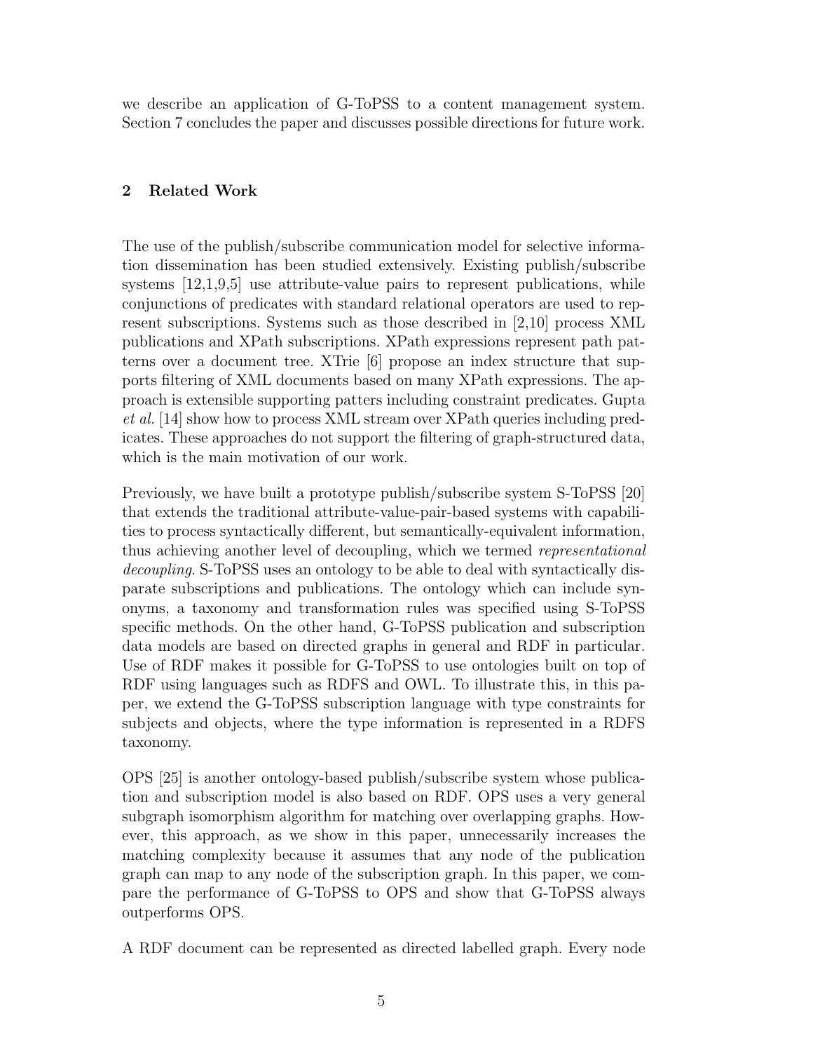we describe an application of G-ToPSS to a content management system. Section 7 concludes the paper and discusses possible directions for future work.

## 2 Related Work

The use of the publish/subscribe communication model for selective information dissemination has been studied extensively. Existing publish/subscribe systems [12,1,9,5] use attribute-value pairs to represent publications, while conjunctions of predicates with standard relational operators are used to represent subscriptions. Systems such as those described in [2,10] process XML publications and XPath subscriptions. XPath expressions represent path patterns over a document tree. XTrie [6] propose an index structure that supports filtering of XML documents based on many XPath expressions. The approach is extensible supporting patters including constraint predicates. Gupta *et al.* [14] show how to process XML stream over XPath queries including predicates. These approaches do not support the filtering of graph-structured data, which is the main motivation of our work.

Previously, we have built a prototype publish/subscribe system S-ToPSS [20] that extends the traditional attribute-value-pair-based systems with capabilities to process syntactically different, but semantically-equivalent information, thus achieving another level of decoupling, which we termed *representational decoupling*. S-ToPSS uses an ontology to be able to deal with syntactically disparate subscriptions and publications. The ontology which can include synonyms, a taxonomy and transformation rules was specified using S-ToPSS specific methods. On the other hand, G-ToPSS publication and subscription data models are based on directed graphs in general and RDF in particular. Use of RDF makes it possible for G-ToPSS to use ontologies built on top of RDF using languages such as RDFS and OWL. To illustrate this, in this paper, we extend the G-ToPSS subscription language with type constraints for subjects and objects, where the type information is represented in a RDFS taxonomy.

OPS [25] is another ontology-based publish/subscribe system whose publication and subscription model is also based on RDF. OPS uses a very general subgraph isomorphism algorithm for matching over overlapping graphs. However, this approach, as we show in this paper, unnecessarily increases the matching complexity because it assumes that any node of the publication graph can map to any node of the subscription graph. In this paper, we compare the performance of G-ToPSS to OPS and show that G-ToPSS always outperforms OPS.

A RDF document can be represented as directed labelled graph. Every node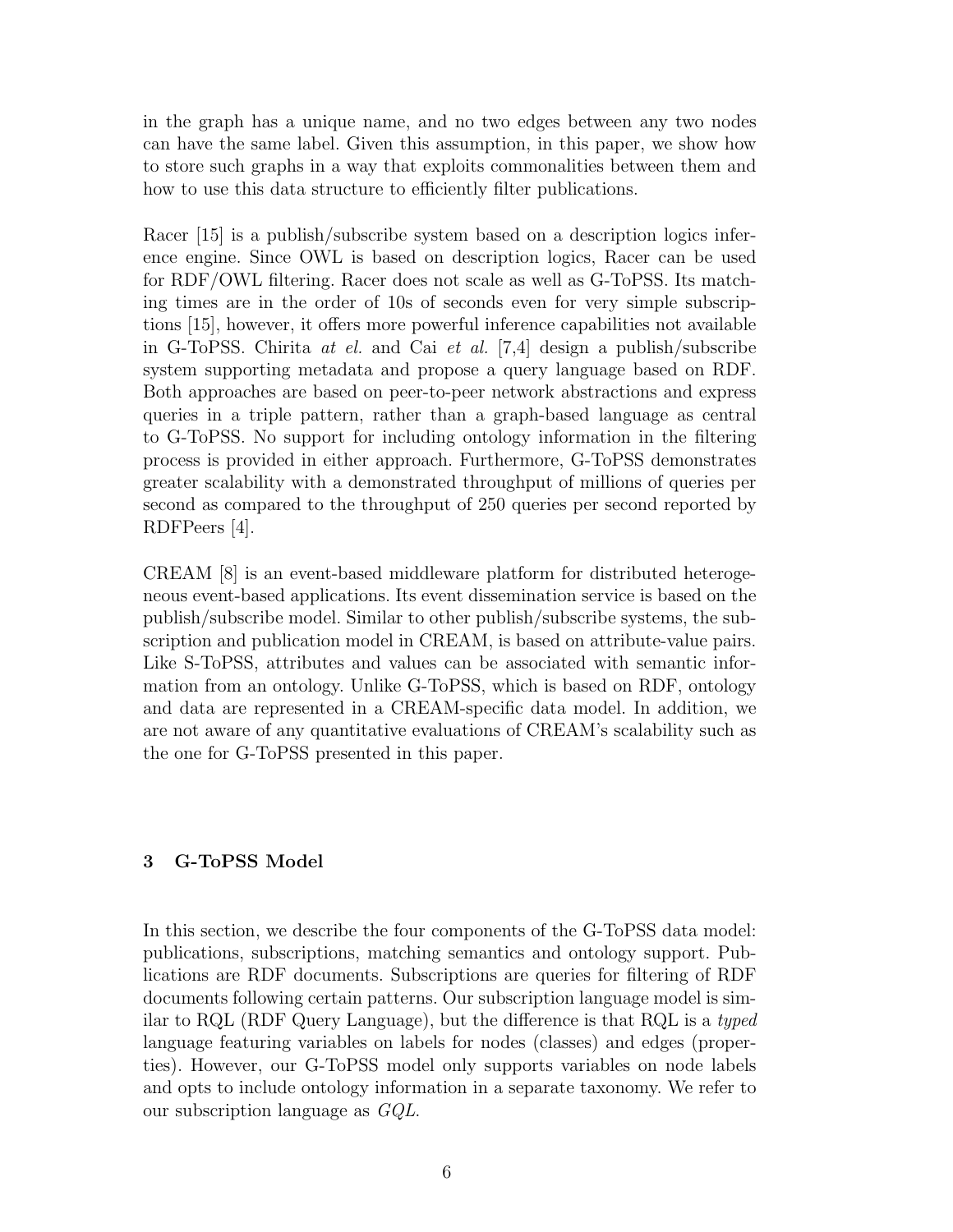in the graph has a unique name, and no two edges between any two nodes can have the same label. Given this assumption, in this paper, we show how to store such graphs in a way that exploits commonalities between them and how to use this data structure to efficiently filter publications.

Racer [15] is a publish/subscribe system based on a description logics inference engine. Since OWL is based on description logics, Racer can be used for RDF/OWL filtering. Racer does not scale as well as G-ToPSS. Its matching times are in the order of 10s of seconds even for very simple subscriptions [15], however, it offers more powerful inference capabilities not available in G-ToPSS. Chirita *at el.* and Cai *et al.* [7,4] design a publish/subscribe system supporting metadata and propose a query language based on RDF. Both approaches are based on peer-to-peer network abstractions and express queries in a triple pattern, rather than a graph-based language as central to G-ToPSS. No support for including ontology information in the filtering process is provided in either approach. Furthermore, G-ToPSS demonstrates greater scalability with a demonstrated throughput of millions of queries per second as compared to the throughput of 250 queries per second reported by RDFPeers [4].

CREAM [8] is an event-based middleware platform for distributed heterogeneous event-based applications. Its event dissemination service is based on the publish/subscribe model. Similar to other publish/subscribe systems, the subscription and publication model in CREAM, is based on attribute-value pairs. Like S-ToPSS, attributes and values can be associated with semantic information from an ontology. Unlike G-ToPSS, which is based on RDF, ontology and data are represented in a CREAM-specific data model. In addition, we are not aware of any quantitative evaluations of CREAM's scalability such as the one for G-ToPSS presented in this paper.

## 3 G-ToPSS Model

In this section, we describe the four components of the G-ToPSS data model: publications, subscriptions, matching semantics and ontology support. Publications are RDF documents. Subscriptions are queries for filtering of RDF documents following certain patterns. Our subscription language model is similar to RQL (RDF Query Language), but the difference is that RQL is a *typed* language featuring variables on labels for nodes (classes) and edges (properties). However, our G-ToPSS model only supports variables on node labels and opts to include ontology information in a separate taxonomy. We refer to our subscription language as *GQL*.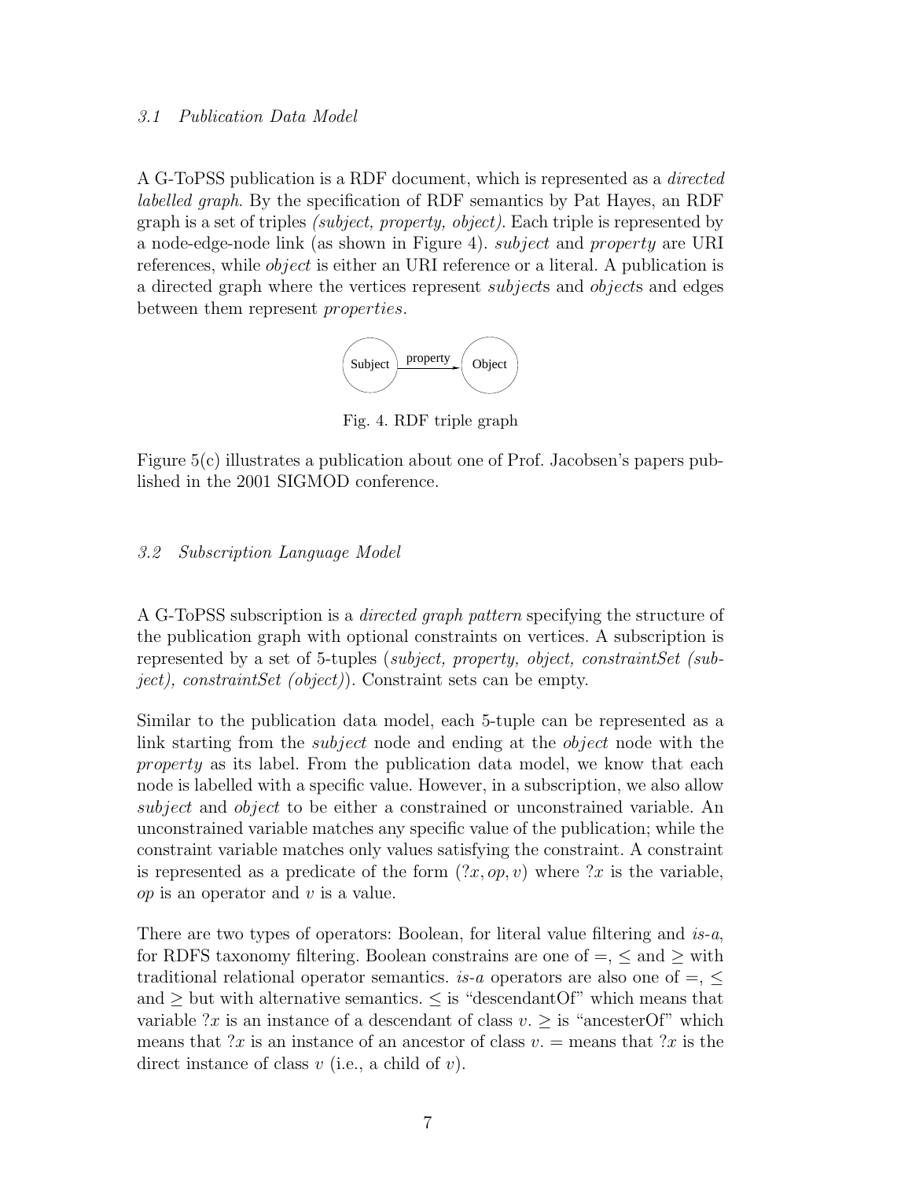### 3.1 Publication Data Model

A G-ToPSS publication is a RDF document, which is represented as a *directed labelled graph*. By the specification of RDF semantics by Pat Hayes, an RDF graph is a set of triples *(subject, property, object)*. Each triple is represented by a node-edge-node link (as shown in Figure 4). *subject* and *property* are URI references, while *object* is either an URI reference or a literal. A publication is a directed graph where the vertices represent *subject*s and *object*s and edges between them represent *properties*.

Fig. 4. RDF triple graph

Figure 5(c) illustrates a publication about one of Prof. Jacobsen's papers published in the 2001 SIGMOD conference.

### 3.2 Subscription Language Model

A G-ToPSS subscription is a *directed graph pattern* specifying the structure of the publication graph with optional constraints on vertices. A subscription is represented by a set of 5-tuples (*subject, property, object, constraintSet (subject), constraintSet (object)*). Constraint sets can be empty.

Similar to the publication data model, each 5-tuple can be represented as a link starting from the *subject* node and ending at the *object* node with the *property* as its label. From the publication data model, we know that each node is labelled with a specific value. However, in a subscription, we also allow *subject* and *object* to be either a constrained or unconstrained variable. An unconstrained variable matches any specific value of the publication; while the constraint variable matches only values satisfying the constraint. A constraint is represented as a predicate of the form $(?x, op, v)$ where $?x$ is the variable, $op$ is an operator and $v$ is a value.

There are two types of operators: Boolean, for literal value filtering and *is-a*, for RDFS taxonomy filtering. Boolean constrains are one of $=$, $\leq$ and $\geq$ with traditional relational operator semantics. *is-a* operators are also one of $=$, $\leq$ and $\geq$ but with alternative semantics. $\leq$ is "descendantOf" which means that variable $?x$ is an instance of a descendant of class $v$. $\geq$ is "ancesterOf" which means that $?x$ is an instance of an ancestor of class $v$. $=$ means that $?x$ is the direct instance of class $v$ (i.e., a child of $v$).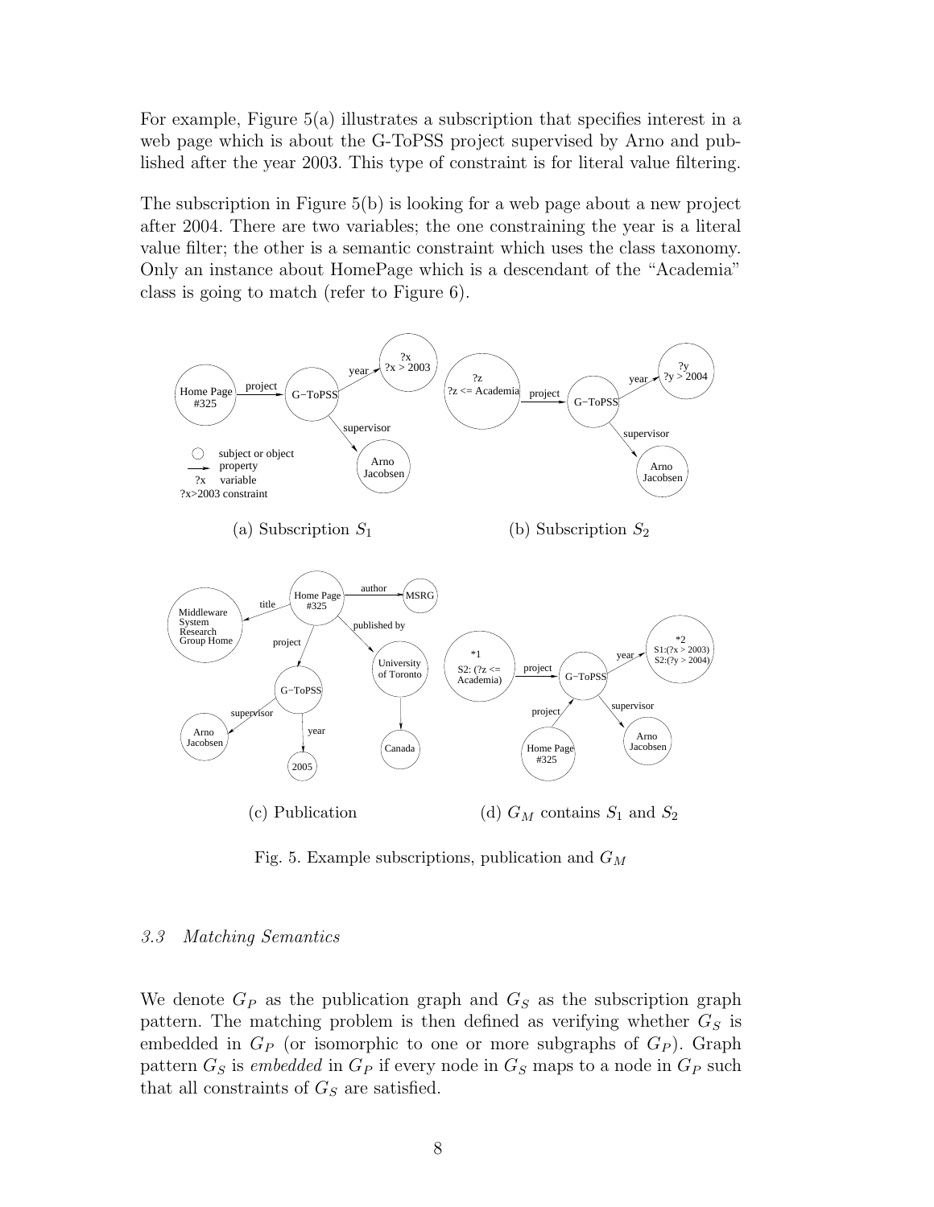For example, Figure 5(a) illustrates a subscription that specifies interest in a web page which is about the G-ToPSS project supervised by Arno and published after the year 2003. This type of constraint is for literal value filtering.

The subscription in Figure 5(b) is looking for a web page about a new project after 2004. There are two variables; the one constraining the year is a literal value filter; the other is a semantic constraint which uses the class taxonomy. Only an instance about HomePage which is a descendant of the "Academia" class is going to match (refer to Figure 6).

(a) Subscription $S_1$

(b) Subscription $S_2$

(c) Publication

(d) $G_M$ contains $S_1$ and $S_2$

Fig. 5. Example subscriptions, publication and $G_M$

### *3.3 Matching Semantics*

We denote $G_P$ as the publication graph and $G_S$ as the subscription graph pattern. The matching problem is then defined as verifying whether $G_S$ is embedded in $G_P$ (or isomorphic to one or more subgraphs of $G_P$). Graph pattern $G_S$ is *embedded* in $G_P$ if every node in $G_S$ maps to a node in $G_P$ such that all constraints of $G_S$ are satisfied.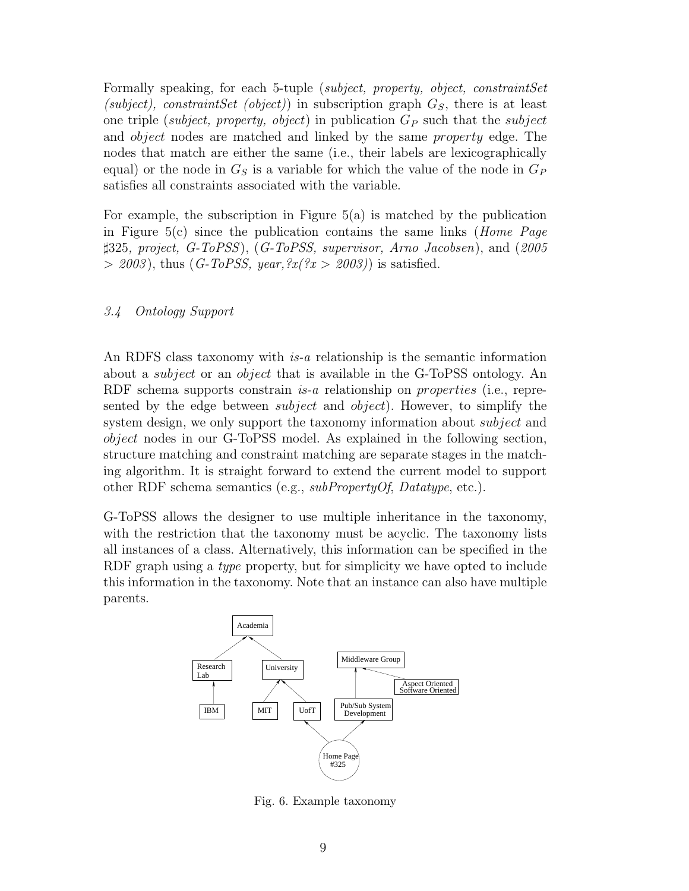Formally speaking, for each 5-tuple (*subject, property, object, constraintSet (subject), constraintSet (object)*) in subscription graph $G_S$, there is at least one triple (*subject, property, object*) in publication $G_P$ such that the *subject* and *object* nodes are matched and linked by the same *property* edge. The nodes that match are either the same (i.e., their labels are lexicographically equal) or the node in $G_S$ is a variable for which the value of the node in $G_P$ satisfies all constraints associated with the variable.

For example, the subscription in Figure 5(a) is matched by the publication in Figure 5(c) since the publication contains the same links (*Home Page ♯325, project, G-ToPSS*), (*G-ToPSS, supervisor, Arno Jacobsen*), and (*2005 > 2003*), thus (*G-ToPSS, year,?x(?x > 2003)*) is satisfied.

### *3.4 Ontology Support*

An RDFS class taxonomy with *is-a* relationship is the semantic information about a *subject* or an *object* that is available in the G-ToPSS ontology. An RDF schema supports constrain *is-a* relationship on *properties* (i.e., represented by the edge between *subject* and *object*). However, to simplify the system design, we only support the taxonomy information about *subject* and *object* nodes in our G-ToPSS model. As explained in the following section, structure matching and constraint matching are separate stages in the matching algorithm. It is straight forward to extend the current model to support other RDF schema semantics (e.g., *subPropertyOf*, *Datatype*, etc.).

G-ToPSS allows the designer to use multiple inheritance in the taxonomy, with the restriction that the taxonomy must be acyclic. The taxonomy lists all instances of a class. Alternatively, this information can be specified in the RDF graph using a *type* property, but for simplicity we have opted to include this information in the taxonomy. Note that an instance can also have multiple parents.

Fig. 6. Example taxonomy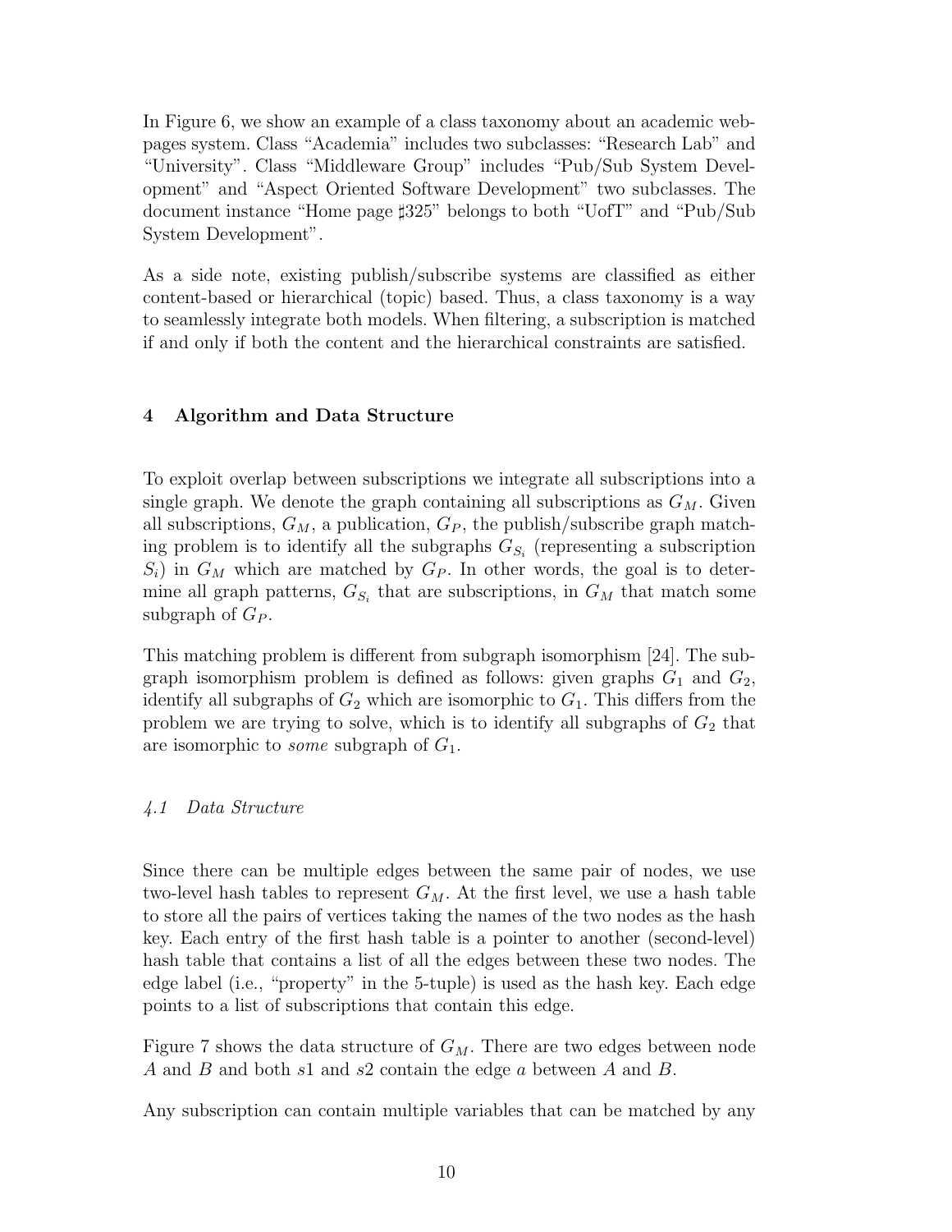In Figure 6, we show an example of a class taxonomy about an academic webpages system. Class "Academia" includes two subclasses: "Research Lab" and "University". Class "Middleware Group" includes "Pub/Sub System Development" and "Aspect Oriented Software Development" two subclasses. The document instance "Home page ♯325" belongs to both "UofT" and "Pub/Sub System Development".

As a side note, existing publish/subscribe systems are classified as either content-based or hierarchical (topic) based. Thus, a class taxonomy is a way to seamlessly integrate both models. When filtering, a subscription is matched if and only if both the content and the hierarchical constraints are satisfied.

## 4 Algorithm and Data Structure

To exploit overlap between subscriptions we integrate all subscriptions into a single graph. We denote the graph containing all subscriptions as $G_M$. Given all subscriptions, $G_M$, a publication, $G_P$, the publish/subscribe graph matching problem is to identify all the subgraphs $G_{S_i}$ (representing a subscription $S_i$) in $G_M$ which are matched by $G_P$. In other words, the goal is to determine all graph patterns, $G_{S_i}$ that are subscriptions, in $G_M$ that match some subgraph of $G_P$.

This matching problem is different from subgraph isomorphism [24]. The subgraph isomorphism problem is defined as follows: given graphs $G_1$ and $G_2$, identify all subgraphs of $G_2$ which are isomorphic to $G_1$. This differs from the problem we are trying to solve, which is to identify all subgraphs of $G_2$ that are isomorphic to *some* subgraph of $G_1$.

### *4.1 Data Structure*

Since there can be multiple edges between the same pair of nodes, we use two-level hash tables to represent $G_M$. At the first level, we use a hash table to store all the pairs of vertices taking the names of the two nodes as the hash key. Each entry of the first hash table is a pointer to another (second-level) hash table that contains a list of all the edges between these two nodes. The edge label (i.e., "property" in the 5-tuple) is used as the hash key. Each edge points to a list of subscriptions that contain this edge.

Figure 7 shows the data structure of $G_M$. There are two edges between node $A$ and $B$ and both $s1$ and $s2$ contain the edge $a$ between $A$ and $B$.

Any subscription can contain multiple variables that can be matched by any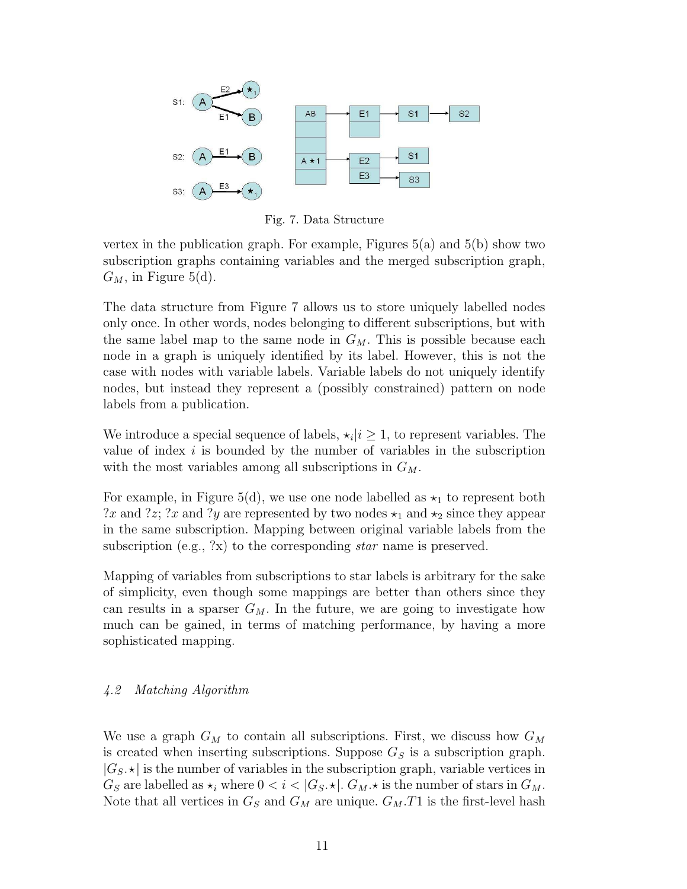Fig. 7. Data Structure

vertex in the publication graph. For example, Figures 5(a) and 5(b) show two subscription graphs containing variables and the merged subscription graph, $G_M$, in Figure 5(d).

The data structure from Figure 7 allows us to store uniquely labelled nodes only once. In other words, nodes belonging to different subscriptions, but with the same label map to the same node in $G_M$. This is possible because each node in a graph is uniquely identified by its label. However, this is not the case with nodes with variable labels. Variable labels do not uniquely identify nodes, but instead they represent a (possibly constrained) pattern on node labels from a publication.

We introduce a special sequence of labels, $\star_i | i \geq 1$, to represent variables. The value of index $i$ is bounded by the number of variables in the subscription with the most variables among all subscriptions in $G_M$.

For example, in Figure 5(d), we use one node labelled as $\star_1$ to represent both $?x$ and $?z$; $?x$ and $?y$ are represented by two nodes $\star_1$ and $\star_2$ since they appear in the same subscription. Mapping between original variable labels from the subscription (e.g., ?x) to the corresponding *star* name is preserved.

Mapping of variables from subscriptions to star labels is arbitrary for the sake of simplicity, even though some mappings are better than others since they can results in a sparser $G_M$. In the future, we are going to investigate how much can be gained, in terms of matching performance, by having a more sophisticated mapping.

### *4.2 Matching Algorithm*

We use a graph $G_M$ to contain all subscriptions. First, we discuss how $G_M$ is created when inserting subscriptions. Suppose $G_S$ is a subscription graph. $|G_S.\star|$ is the number of variables in the subscription graph, variable vertices in $G_S$ are labelled as $\star_i$ where $0 < i < |G_S.\star|$. $G_M.\star$ is the number of stars in $G_M$. Note that all vertices in $G_S$ and $G_M$ are unique. $G_M.T1$ is the first-level hash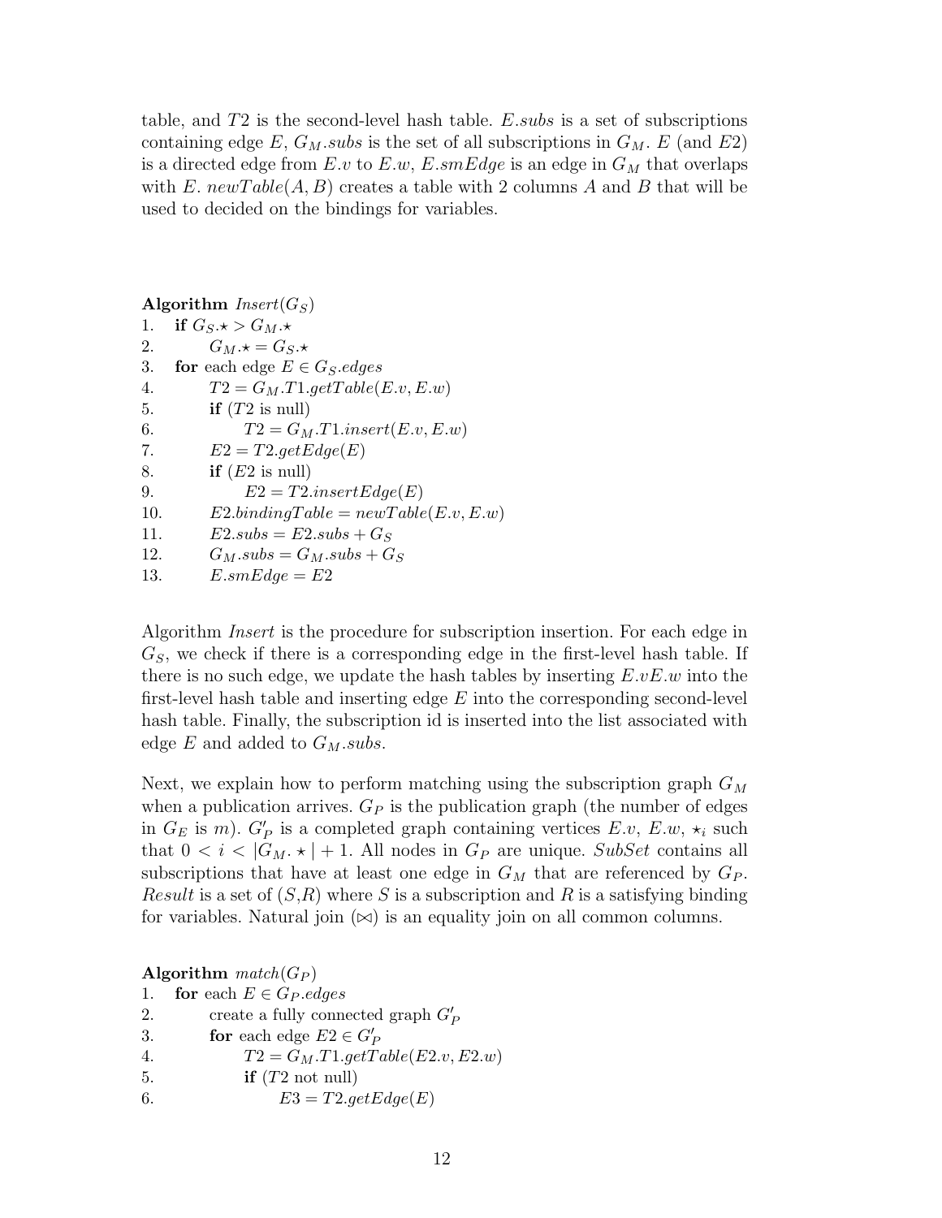table, and $T2$ is the second-level hash table. $E.subs$ is a set of subscriptions containing edge $E$, $G_M.subs$ is the set of all subscriptions in $G_M$. $E$ (and $E2$) is a directed edge from $E.v$ to $E.w$, $E.smEdge$ is an edge in $G_M$ that overlaps with $E$. $newTable(A, B)$ creates a table with 2 columns $A$ and $B$ that will be used to decided on the bindings for variables.

**Algorithm** $Insert(G_S)$

1. **if** $G_S.\star > G_M.\star$
2. $\quad$ $G_M.\star = G_S.\star$
3. **for** each edge $E \in G_S.edges$
4. $\quad$ $T2 = G_M.T1.getTable(E.v, E.w)$
5. $\quad$ **if** ($T2$ is null)
6. $\quad\quad$ $T2 = G_M.T1.insert(E.v, E.w)$
7. $\quad$ $E2 = T2.getEdge(E)$
8. $\quad$ **if** ($E2$ is null)
9. $\quad\quad$ $E2 = T2.insertEdge(E)$
10. $\quad$ $E2.bindingTable = newTable(E.v, E.w)$
11. $\quad$ $E2.subs = E2.subs + G_S$
12. $\quad$ $G_M.subs = G_M.subs + G_S$
13. $\quad$ $E.smEdge = E2$

Algorithm *Insert* is the procedure for subscription insertion. For each edge in $G_S$, we check if there is a corresponding edge in the first-level hash table. If there is no such edge, we update the hash tables by inserting $E.vE.w$ into the first-level hash table and inserting edge $E$ into the corresponding second-level hash table. Finally, the subscription id is inserted into the list associated with edge $E$ and added to $G_M.subs$.

Next, we explain how to perform matching using the subscription graph $G_M$ when a publication arrives. $G_P$ is the publication graph (the number of edges in $G_E$ is $m$). $G'_P$ is a completed graph containing vertices $E.v$, $E.w$, $\star_i$ such that $0 < i < |G_M.\star| + 1$. All nodes in $G_P$ are unique. $SubSet$ contains all subscriptions that have at least one edge in $G_M$ that are referenced by $G_P$. *Result* is a set of ($S$,$R$) where $S$ is a subscription and $R$ is a satisfying binding for variables. Natural join ($\bowtie$) is an equality join on all common columns.

**Algorithm** $match(G_P)$

1. **for** each $E \in G_P.edges$
2. $\quad$ create a fully connected graph $G'_P$
3. $\quad$ **for** each edge $E2 \in G'_P$
4. $\quad\quad$ $T2 = G_M.T1.getTable(E2.v, E2.w)$
5. $\quad\quad$ **if** ($T2$ not null)
6. $\quad\quad\quad$ $E3 = T2.getEdge(E)$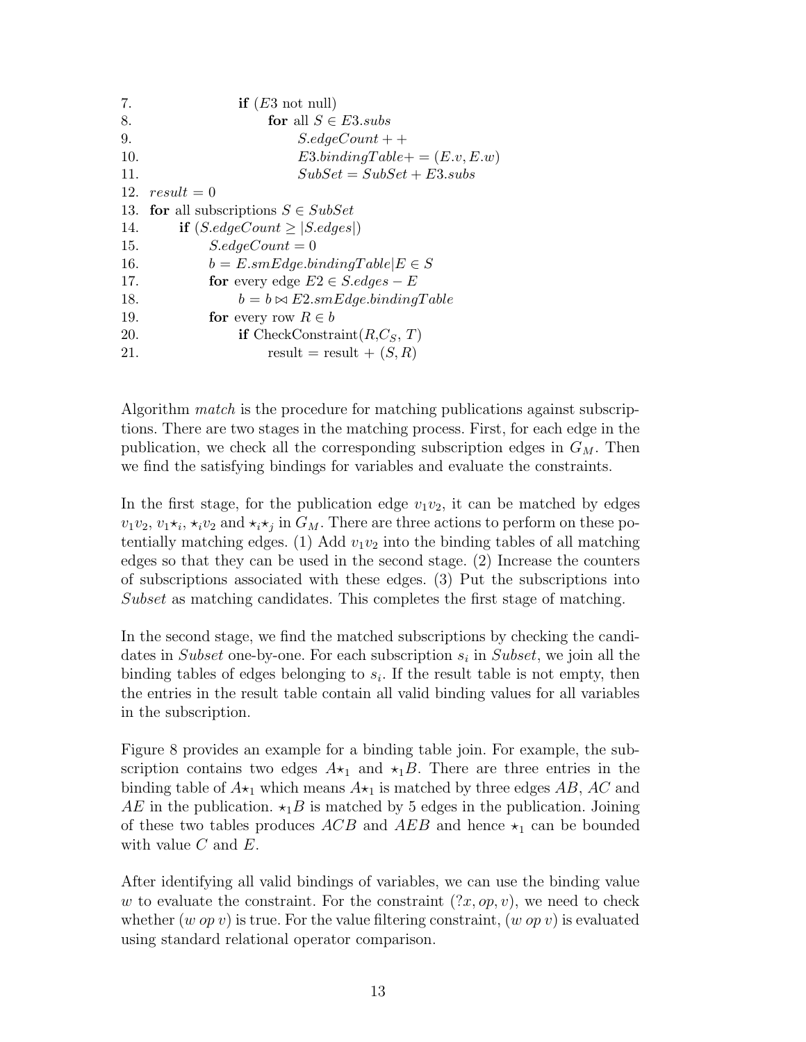```
7.                  if (E3 not null)
8.                      for all S ∈ E3.subs
9.                          S.edgeCount++
10.                         E3.bindingTable+ = (E.v, E.w)
11.                         SubSet = SubSet + E3.subs
12. result = 0
13. for all subscriptions S ∈ SubSet
14.     if (S.edgeCount ≥ |S.edges|)
15.         S.edgeCount = 0
16.         b = E.smEdge.bindingTable|E ∈ S
17.         for every edge E2 ∈ S.edges − E
18.             b = b ⋈ E2.smEdge.bindingTable
19.         for every row R ∈ b
20.             if CheckConstraint(R, C_S, T)
21.                 result = result + (S, R)
```

Algorithm *match* is the procedure for matching publications against subscriptions. There are two stages in the matching process. First, for each edge in the publication, we check all the corresponding subscription edges in $G_M$. Then we find the satisfying bindings for variables and evaluate the constraints.

In the first stage, for the publication edge $v_1v_2$, it can be matched by edges $v_1v_2$, $v_1\star_i$, $\star_iv_2$ and $\star_i\star_j$ in $G_M$. There are three actions to perform on these potentially matching edges. (1) Add $v_1v_2$ into the binding tables of all matching edges so that they can be used in the second stage. (2) Increase the counters of subscriptions associated with these edges. (3) Put the subscriptions into *Subset* as matching candidates. This completes the first stage of matching.

In the second stage, we find the matched subscriptions by checking the candidates in *Subset* one-by-one. For each subscription $s_i$ in *Subset*, we join all the binding tables of edges belonging to $s_i$. If the result table is not empty, then the entries in the result table contain all valid binding values for all variables in the subscription.

Figure 8 provides an example for a binding table join. For example, the subscription contains two edges $A\star_1$ and $\star_1B$. There are three entries in the binding table of $A\star_1$ which means $A\star_1$ is matched by three edges $AB$, $AC$ and $AE$ in the publication. $\star_1B$ is matched by 5 edges in the publication. Joining of these two tables produces $ACB$ and $AEB$ and hence $\star_1$ can be bounded with value $C$ and $E$.

After identifying all valid bindings of variables, we can use the binding value $w$ to evaluate the constraint. For the constraint $(?x, op, v)$, we need to check whether $(w\ op\ v)$ is true. For the value filtering constraint, $(w\ op\ v)$ is evaluated using standard relational operator comparison.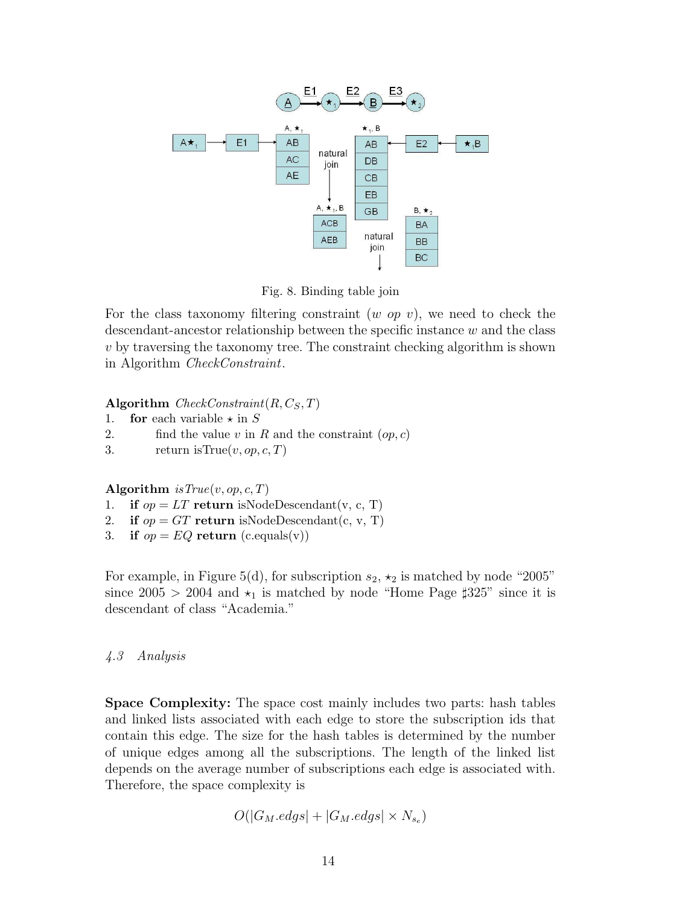Fig. 8. Binding table join

For the class taxonomy filtering constraint ($w$ $op$ $v$), we need to check the descendant-ancestor relationship between the specific instance $w$ and the class $v$ by traversing the taxonomy tree. The constraint checking algorithm is shown in Algorithm *CheckConstraint*.

**Algorithm** $CheckConstraint(R, C_S, T)$
1. **for** each variable $\star$ in $S$
2. find the value $v$ in $R$ and the constraint $(op, c)$
3. return isTrue$(v, op, c, T)$

**Algorithm** $isTrue(v, op, c, T)$
1. **if** $op = LT$ **return** isNodeDescendant(v, c, T)
2. **if** $op = GT$ **return** isNodeDescendant(c, v, T)
3. **if** $op = EQ$ **return** (c.equals(v))

For example, in Figure 5(d), for subscription $s_2$, $\star_2$ is matched by node "2005" since $2005 > 2004$ and $\star_1$ is matched by node "Home Page ♯325" since it is descendant of class "Academia."

### *4.3 Analysis*

**Space Complexity:** The space cost mainly includes two parts: hash tables and linked lists associated with each edge to store the subscription ids that contain this edge. The size for the hash tables is determined by the number of unique edges among all the subscriptions. The length of the linked list depends on the average number of subscriptions each edge is associated with. Therefore, the space complexity is

$$O(|G_M.edgs| + |G_M.edgs| \times N_{s_e})$$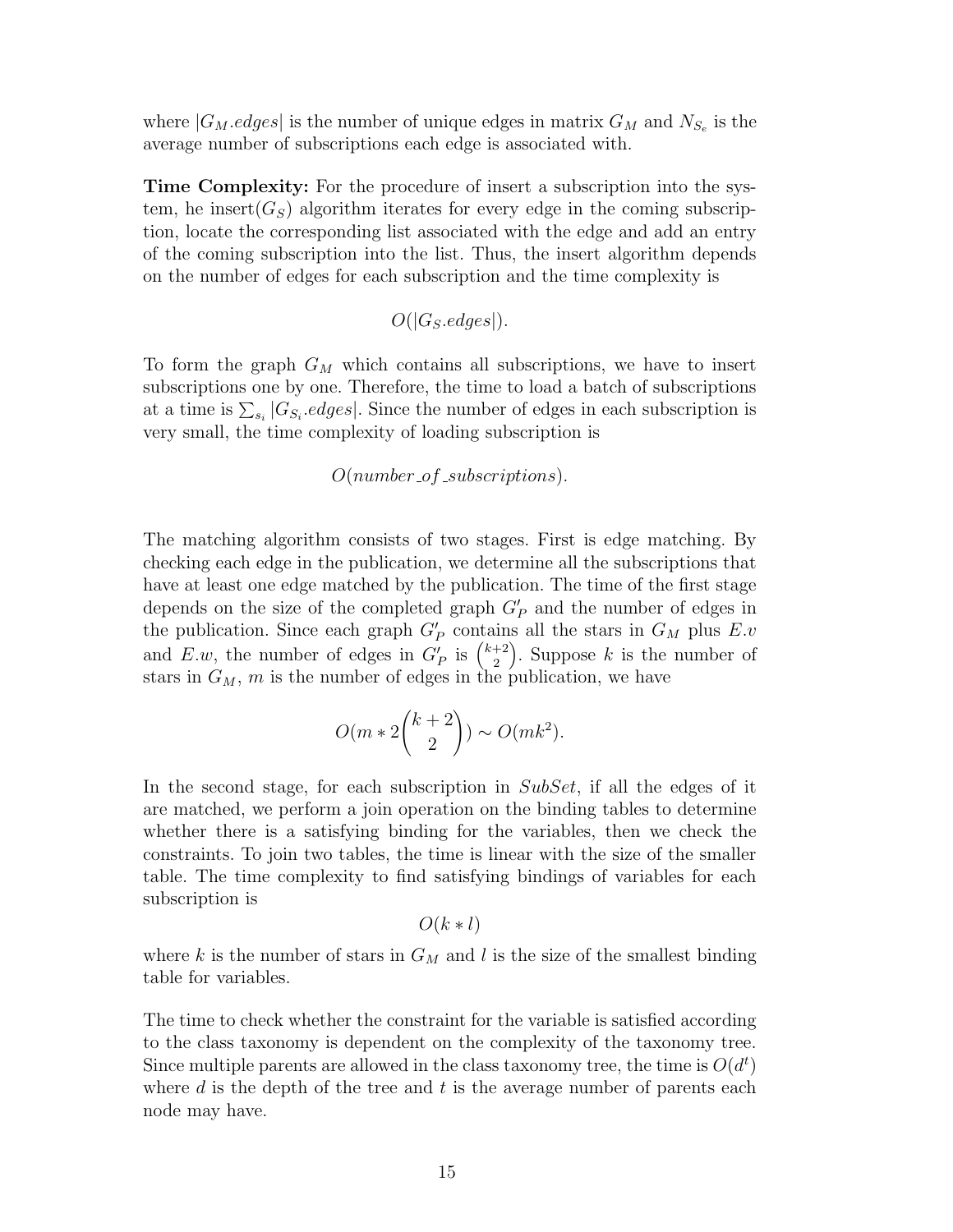where $|G_M.edges|$ is the number of unique edges in matrix $G_M$ and $N_{S_e}$ is the average number of subscriptions each edge is associated with.

**Time Complexity:** For the procedure of insert a subscription into the system, he insert($G_S$) algorithm iterates for every edge in the coming subscription, locate the corresponding list associated with the edge and add an entry of the coming subscription into the list. Thus, the insert algorithm depends on the number of edges for each subscription and the time complexity is

$$O(|G_S.edges|).$$

To form the graph $G_M$ which contains all subscriptions, we have to insert subscriptions one by one. Therefore, the time to load a batch of subscriptions at a time is $\sum_{s_i} |G_{S_i}.edges|$. Since the number of edges in each subscription is very small, the time complexity of loading subscription is

$$O(number\_of\_subscriptions).$$

The matching algorithm consists of two stages. First is edge matching. By checking each edge in the publication, we determine all the subscriptions that have at least one edge matched by the publication. The time of the first stage depends on the size of the completed graph $G'_P$ and the number of edges in the publication. Since each graph $G'_P$ contains all the stars in $G_M$ plus $E.v$ and $E.w$, the number of edges in $G'_P$ is $\binom{k+2}{2}$. Suppose $k$ is the number of stars in $G_M$, $m$ is the number of edges in the publication, we have

$$O(m * 2\binom{k+2}{2}) \sim O(mk^2).$$

In the second stage, for each subscription in *SubSet*, if all the edges of it are matched, we perform a join operation on the binding tables to determine whether there is a satisfying binding for the variables, then we check the constraints. To join two tables, the time is linear with the size of the smaller table. The time complexity to find satisfying bindings of variables for each subscription is

$$O(k * l)$$

where $k$ is the number of stars in $G_M$ and $l$ is the size of the smallest binding table for variables.

The time to check whether the constraint for the variable is satisfied according to the class taxonomy is dependent on the complexity of the taxonomy tree. Since multiple parents are allowed in the class taxonomy tree, the time is $O(d^t)$ where $d$ is the depth of the tree and $t$ is the average number of parents each node may have.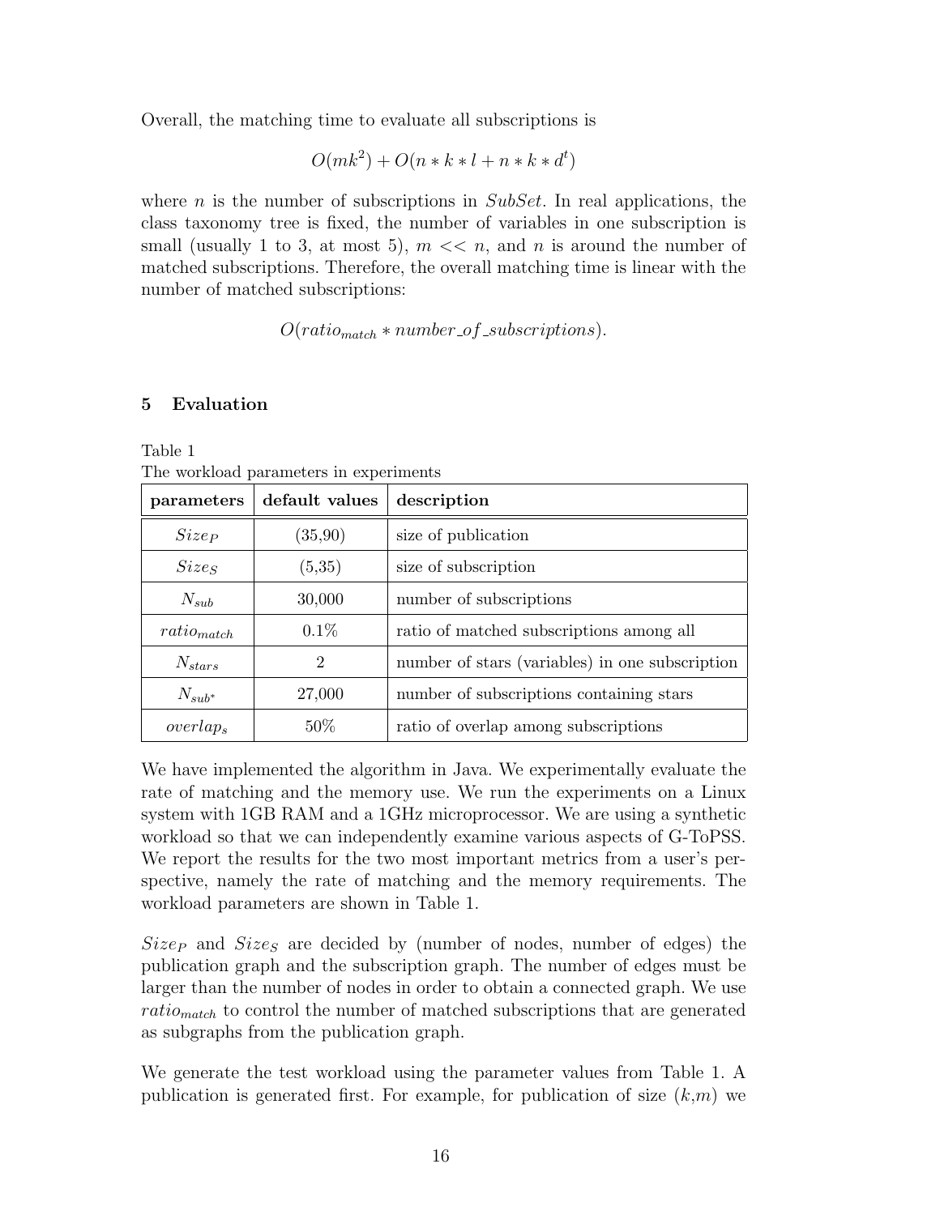Overall, the matching time to evaluate all subscriptions is

$$O(mk^2) + O(n * k * l + n * k * d^t)$$

where $n$ is the number of subscriptions in $SubSet$. In real applications, the class taxonomy tree is fixed, the number of variables in one subscription is small (usually 1 to 3, at most 5), $m << n$, and $n$ is around the number of matched subscriptions. Therefore, the overall matching time is linear with the number of matched subscriptions:

$$O(ratio_{match} * number\_of\_subscriptions).$$

## 5 Evaluation

Table 1
The workload parameters in experiments

| parameters | default values | description |
|---|---|---|
| $Size_P$ | (35,90) | size of publication |
| $Size_S$ | (5,35) | size of subscription |
| $N_{sub}$ | 30,000 | number of subscriptions |
| $ratio_{match}$ | 0.1% | ratio of matched subscriptions among all |
| $N_{stars}$ | 2 | number of stars (variables) in one subscription |
| $N_{sub^*}$ | 27,000 | number of subscriptions containing stars |
| $overlap_s$ | 50% | ratio of overlap among subscriptions |

We have implemented the algorithm in Java. We experimentally evaluate the rate of matching and the memory use. We run the experiments on a Linux system with 1GB RAM and a 1GHz microprocessor. We are using a synthetic workload so that we can independently examine various aspects of G-ToPSS. We report the results for the two most important metrics from a user's perspective, namely the rate of matching and the memory requirements. The workload parameters are shown in Table 1.

$Size_P$ and $Size_S$ are decided by (number of nodes, number of edges) the publication graph and the subscription graph. The number of edges must be larger than the number of nodes in order to obtain a connected graph. We use $ratio_{match}$ to control the number of matched subscriptions that are generated as subgraphs from the publication graph.

We generate the test workload using the parameter values from Table 1. A publication is generated first. For example, for publication of size $(k,m)$ we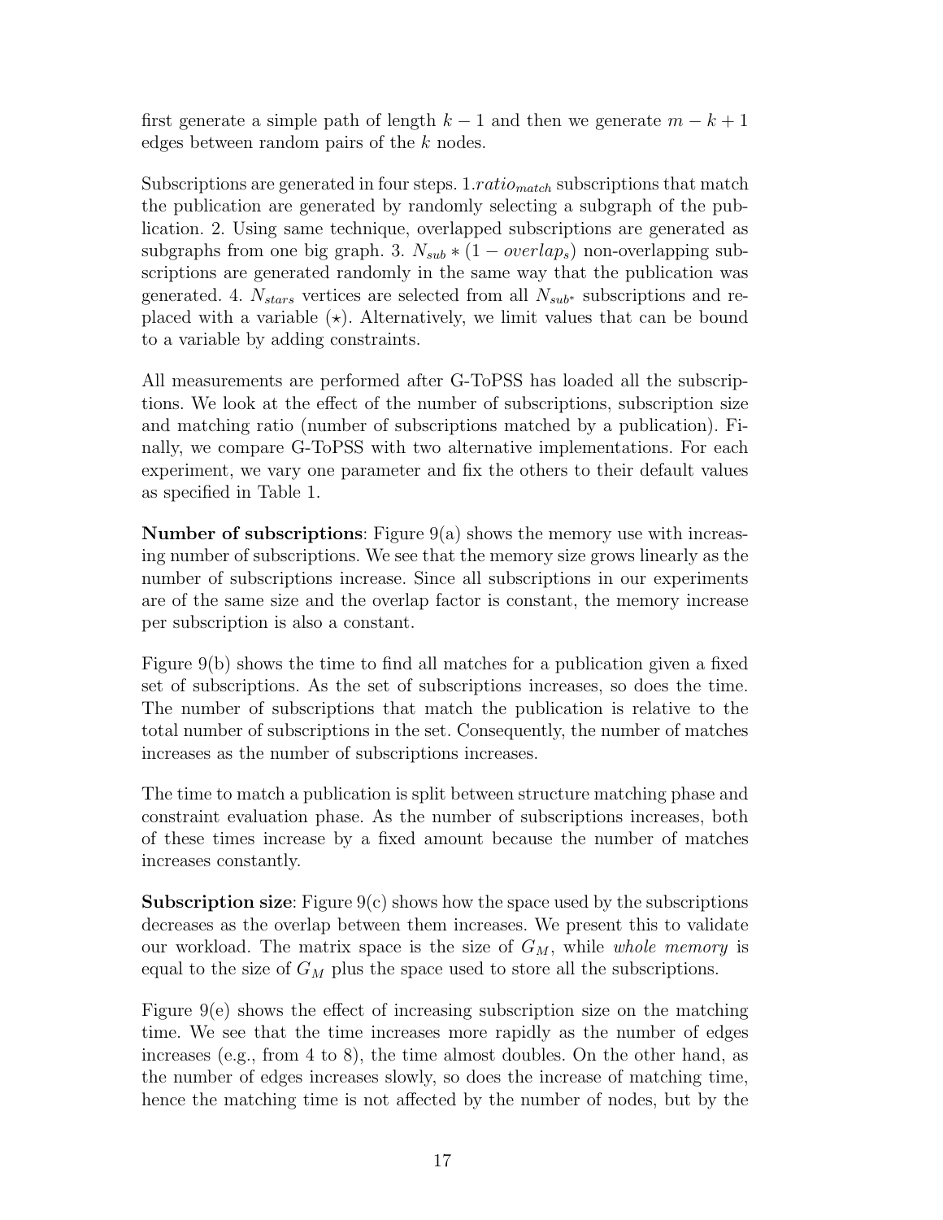first generate a simple path of length $k-1$ and then we generate $m-k+1$ edges between random pairs of the $k$ nodes.

Subscriptions are generated in four steps. 1.$ratio_{match}$ subscriptions that match the publication are generated by randomly selecting a subgraph of the publication. 2. Using same technique, overlapped subscriptions are generated as subgraphs from one big graph. 3. $N_{sub} * (1 - overlap_s)$ non-overlapping subscriptions are generated randomly in the same way that the publication was generated. 4. $N_{stars}$ vertices are selected from all $N_{sub^*}$ subscriptions and replaced with a variable ($\star$). Alternatively, we limit values that can be bound to a variable by adding constraints.

All measurements are performed after G-ToPSS has loaded all the subscriptions. We look at the effect of the number of subscriptions, subscription size and matching ratio (number of subscriptions matched by a publication). Finally, we compare G-ToPSS with two alternative implementations. For each experiment, we vary one parameter and fix the others to their default values as specified in Table 1.

**Number of subscriptions**: Figure 9(a) shows the memory use with increasing number of subscriptions. We see that the memory size grows linearly as the number of subscriptions increase. Since all subscriptions in our experiments are of the same size and the overlap factor is constant, the memory increase per subscription is also a constant.

Figure 9(b) shows the time to find all matches for a publication given a fixed set of subscriptions. As the set of subscriptions increases, so does the time. The number of subscriptions that match the publication is relative to the total number of subscriptions in the set. Consequently, the number of matches increases as the number of subscriptions increases.

The time to match a publication is split between structure matching phase and constraint evaluation phase. As the number of subscriptions increases, both of these times increase by a fixed amount because the number of matches increases constantly.

**Subscription size**: Figure 9(c) shows how the space used by the subscriptions decreases as the overlap between them increases. We present this to validate our workload. The matrix space is the size of $G_M$, while *whole memory* is equal to the size of $G_M$ plus the space used to store all the subscriptions.

Figure 9(e) shows the effect of increasing subscription size on the matching time. We see that the time increases more rapidly as the number of edges increases (e.g., from 4 to 8), the time almost doubles. On the other hand, as the number of edges increases slowly, so does the increase of matching time, hence the matching time is not affected by the number of nodes, but by the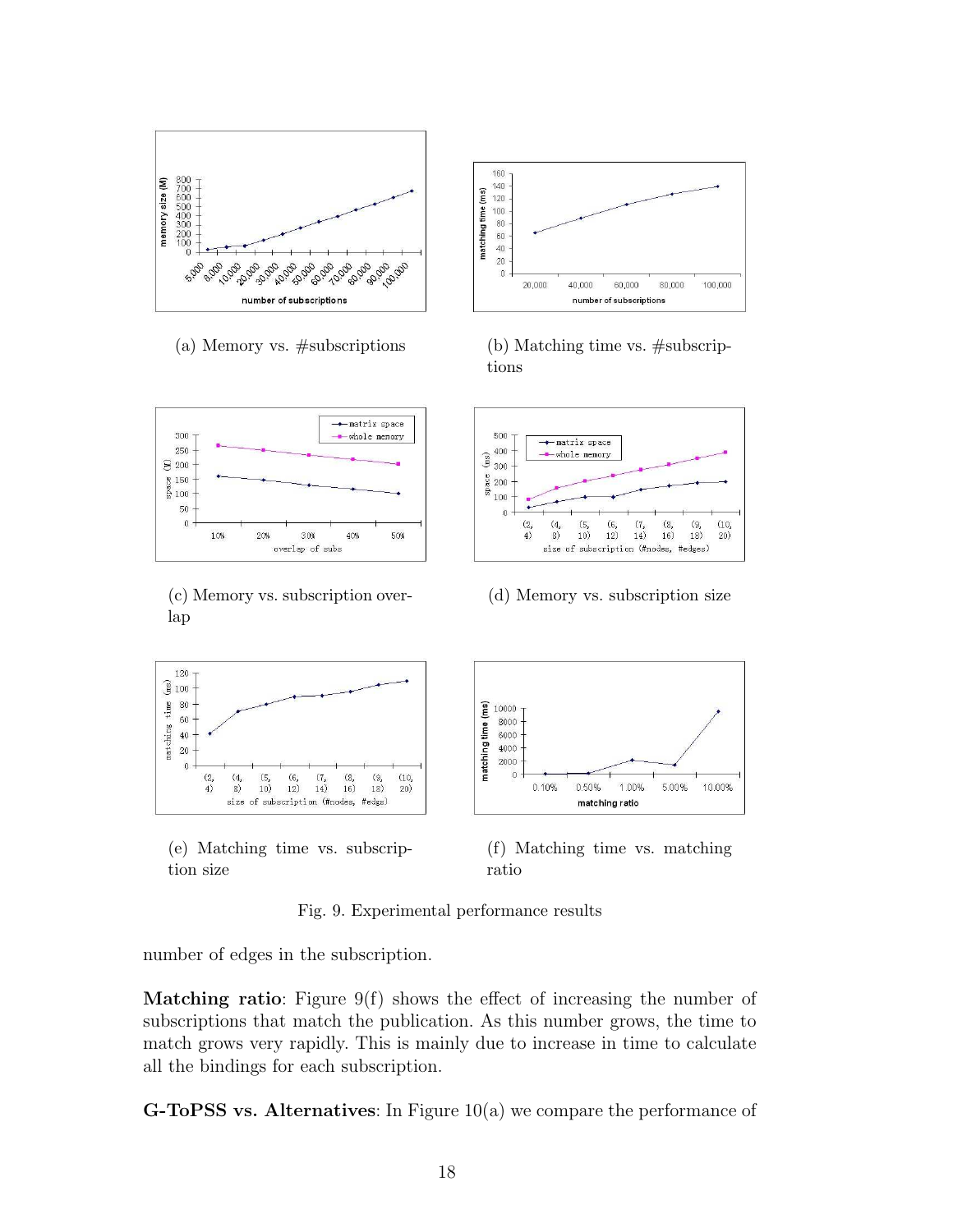(a) Memory vs. #subscriptions

(b) Matching time vs. #subscriptions

(c) Memory vs. subscription overlap

(d) Memory vs. subscription size

(e) Matching time vs. subscription size

(f) Matching time vs. matching ratio

Fig. 9. Experimental performance results

number of edges in the subscription.

**Matching ratio**: Figure 9(f) shows the effect of increasing the number of subscriptions that match the publication. As this number grows, the time to match grows very rapidly. This is mainly due to increase in time to calculate all the bindings for each subscription.

**G-ToPSS vs. Alternatives**: In Figure 10(a) we compare the performance of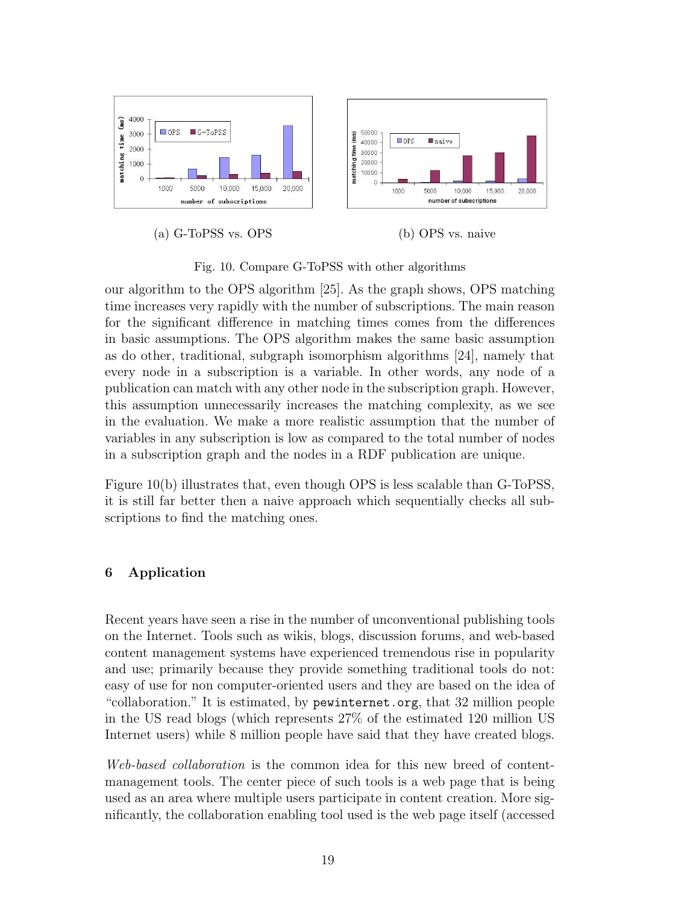(a) G-ToPSS vs. OPS

(b) OPS vs. naive

Fig. 10. Compare G-ToPSS with other algorithms

our algorithm to the OPS algorithm [25]. As the graph shows, OPS matching time increases very rapidly with the number of subscriptions. The main reason for the significant difference in matching times comes from the differences in basic assumptions. The OPS algorithm makes the same basic assumption as do other, traditional, subgraph isomorphism algorithms [24], namely that every node in a subscription is a variable. In other words, any node of a publication can match with any other node in the subscription graph. However, this assumption unnecessarily increases the matching complexity, as we see in the evaluation. We make a more realistic assumption that the number of variables in any subscription is low as compared to the total number of nodes in a subscription graph and the nodes in a RDF publication are unique.

Figure 10(b) illustrates that, even though OPS is less scalable than G-ToPSS, it is still far better then a naive approach which sequentially checks all subscriptions to find the matching ones.

## 6 Application

Recent years have seen a rise in the number of unconventional publishing tools on the Internet. Tools such as wikis, blogs, discussion forums, and web-based content management systems have experienced tremendous rise in popularity and use; primarily because they provide something traditional tools do not: easy of use for non computer-oriented users and they are based on the idea of "collaboration." It is estimated, by `pewinternet.org`, that 32 million people in the US read blogs (which represents 27% of the estimated 120 million US Internet users) while 8 million people have said that they have created blogs.

*Web-based collaboration* is the common idea for this new breed of content-management tools. The center piece of such tools is a web page that is being used as an area where multiple users participate in content creation. More significantly, the collaboration enabling tool used is the web page itself (accessed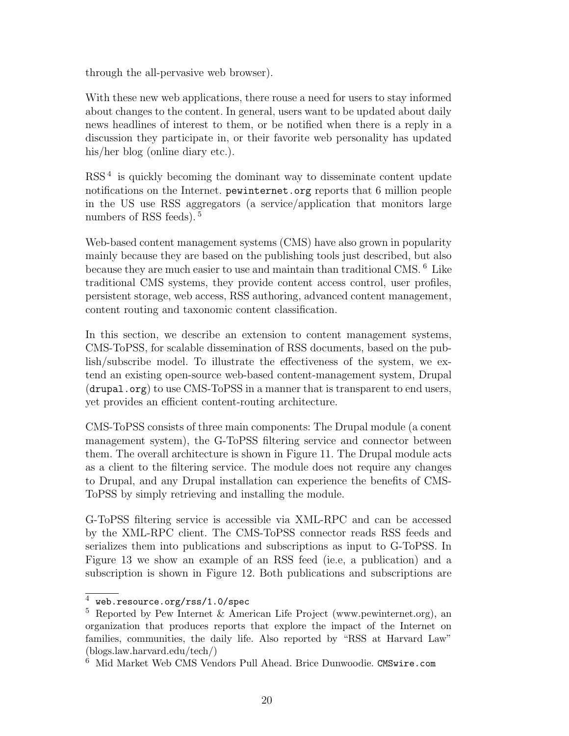through the all-pervasive web browser).

With these new web applications, there rouse a need for users to stay informed about changes to the content. In general, users want to be updated about daily news headlines of interest to them, or be notified when there is a reply in a discussion they participate in, or their favorite web personality has updated his/her blog (online diary etc.).

RSS [4] is quickly becoming the dominant way to disseminate content update notifications on the Internet. `pewinternet.org` reports that 6 million people in the US use RSS aggregators (a service/application that monitors large numbers of RSS feeds). [5]

Web-based content management systems (CMS) have also grown in popularity mainly because they are based on the publishing tools just described, but also because they are much easier to use and maintain than traditional CMS. [6] Like traditional CMS systems, they provide content access control, user profiles, persistent storage, web access, RSS authoring, advanced content management, content routing and taxonomic content classification.

In this section, we describe an extension to content management systems, CMS-ToPSS, for scalable dissemination of RSS documents, based on the publish/subscribe model. To illustrate the effectiveness of the system, we extend an existing open-source web-based content-management system, Drupal (`drupal.org`) to use CMS-ToPSS in a manner that is transparent to end users, yet provides an efficient content-routing architecture.

CMS-ToPSS consists of three main components: The Drupal module (a conent management system), the G-ToPSS filtering service and connector between them. The overall architecture is shown in Figure 11. The Drupal module acts as a client to the filtering service. The module does not require any changes to Drupal, and any Drupal installation can experience the benefits of CMS-ToPSS by simply retrieving and installing the module.

G-ToPSS filtering service is accessible via XML-RPC and can be accessed by the XML-RPC client. The CMS-ToPSS connector reads RSS feeds and serializes them into publications and subscriptions as input to G-ToPSS. In Figure 13 we show an example of an RSS feed (ie.e, a publication) and a subscription is shown in Figure 12. Both publications and subscriptions are

---

[4] `web.resource.org/rss/1.0/spec`

[5] Reported by Pew Internet & American Life Project (www.pewinternet.org), an organization that produces reports that explore the impact of the Internet on families, communities, the daily life. Also reported by "RSS at Harvard Law" (blogs.law.harvard.edu/tech/)

[6] Mid Market Web CMS Vendors Pull Ahead. Brice Dunwoodie. `CMSwire.com`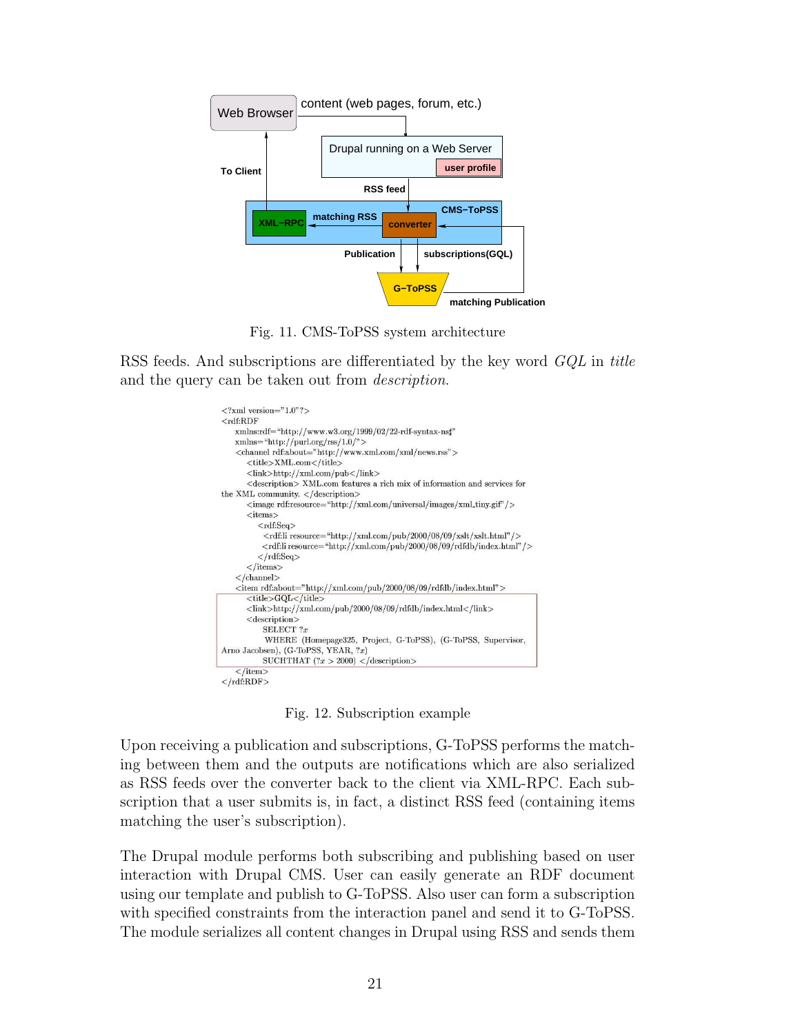Fig. 11. CMS-ToPSS system architecture

RSS feeds. And subscriptions are differentiated by the key word *GQL* in *title* and the query can be taken out from *description*.

```
<?xml version="1.0"?>
<rdf:RDF
   xmlns:rdf="http://www.w3.org/1999/02/22-rdf-syntax-ns#"
   xmlns="http://purl.org/rss/1.0/">
   <channel rdf:about="http://www.xml.com/xml/news.rss">
      <title>XML.com</title>
      <link>http://xml.com/pub</link>
      <description> XML.com features a rich mix of information and services for
the XML community. </description>
      <image rdf:resource="http://xml.com/universal/images/xml_tiny.gif"/>
      <items>
         <rdf:Seq>
            <rdf:li resource="http://xml.com/pub/2000/08/09/xslt/xslt.html"/>
            <rdf:li resource="http://xml.com/pub/2000/08/09/rdfdb/index.html"/>
         </rdf:Seq>
      </items>
   </channel>
   <item rdf:about="http://xml.com/pub/2000/08/09/rdfdb/index.html">
      <title>GQL</title>
      <link>http://xml.com/pub/2000/08/09/rdfdb/index.html</link>
      <description>
         SELECT ?x
         WHERE (Homepage325, Project, G-ToPSS), (G-ToPSS, Supervisor,
Arno Jacobsen), (G-ToPSS, YEAR, ?x)
         SUCHTHAT (?x > 2000) </description>
   </item>
</rdf:RDF>
```

Fig. 12. Subscription example

Upon receiving a publication and subscriptions, G-ToPSS performs the matching between them and the outputs are notifications which are also serialized as RSS feeds over the converter back to the client via XML-RPC. Each subscription that a user submits is, in fact, a distinct RSS feed (containing items matching the user's subscription).

The Drupal module performs both subscribing and publishing based on user interaction with Drupal CMS. User can easily generate an RDF document using our template and publish to G-ToPSS. Also user can form a subscription with specified constraints from the interaction panel and send it to G-ToPSS. The module serializes all content changes in Drupal using RSS and sends them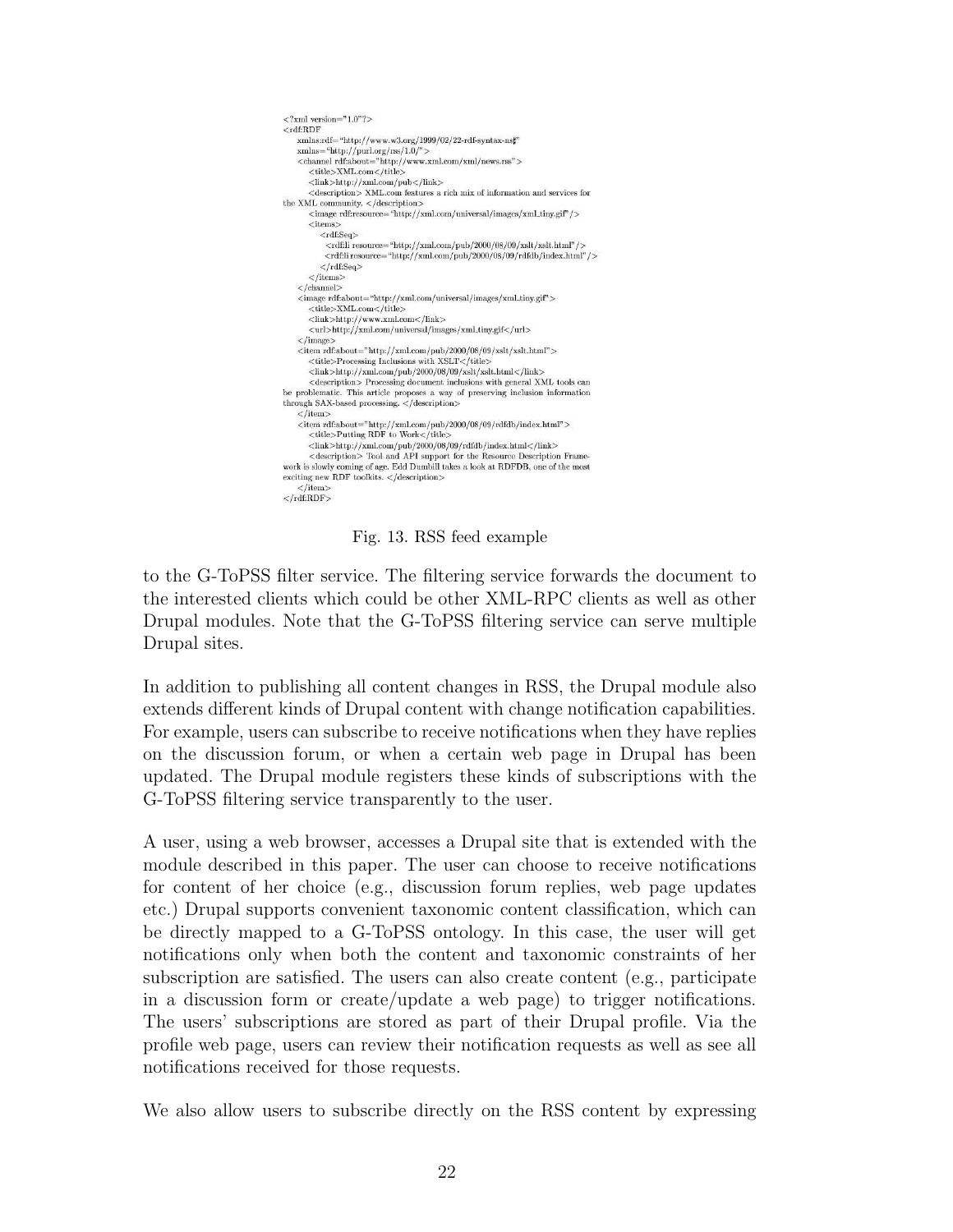```
<?xml version="1.0"?>
<rdf:RDF
    xmlns:rdf="http://www.w3.org/1999/02/22-rdf-syntax-ns#"
    xmlns="http://purl.org/rss/1.0/">
    <channel rdf:about="http://www.xml.com/xml/news.rss">
        <title>XML.com</title>
        <link>http://xml.com/pub</link>
        <description> XML.com features a rich mix of information and services for
the XML community. </description>
        <image rdf:resource="http://xml.com/universal/images/xml_tiny.gif"/>
        <items>
            <rdf:Seq>
                <rdf:li resource="http://xml.com/pub/2000/08/09/xslt/xslt.html"/>
                <rdf:li resource="http://xml.com/pub/2000/08/09/rdfdb/index.html"/>
            </rdf:Seq>
        </items>
    </channel>
    <image rdf:about="http://xml.com/universal/images/xml_tiny.gif">
        <title>XML.com</title>
        <link>http://www.xml.com</link>
        <url>http://xml.com/universal/images/xml_tiny.gif</url>
    </image>
    <item rdf:about="http://xml.com/pub/2000/08/09/xslt/xslt.html">
        <title>Processing Inclusions with XSLT</title>
        <link>http://xml.com/pub/2000/08/09/xslt/xslt.html</link>
        <description> Processing document inclusions with general XML tools can
be problematic. This article proposes a way of preserving inclusion information
through SAX-based processing. </description>
    </item>
    <item rdf:about="http://xml.com/pub/2000/08/09/rdfdb/index.html">
        <title>Putting RDF to Work</title>
        <link>http://xml.com/pub/2000/08/09/rdfdb/index.html</link>
        <description> Tool and API support for the Resource Description Frame-
work is slowly coming of age. Edd Dumbill takes a look at RDFDB, one of the most
exciting new RDF toolkits. </description>
    </item>
</rdf:RDF>
```

Fig. 13. RSS feed example

to the G-ToPSS filter service. The filtering service forwards the document to the interested clients which could be other XML-RPC clients as well as other Drupal modules. Note that the G-ToPSS filtering service can serve multiple Drupal sites.

In addition to publishing all content changes in RSS, the Drupal module also extends different kinds of Drupal content with change notification capabilities. For example, users can subscribe to receive notifications when they have replies on the discussion forum, or when a certain web page in Drupal has been updated. The Drupal module registers these kinds of subscriptions with the G-ToPSS filtering service transparently to the user.

A user, using a web browser, accesses a Drupal site that is extended with the module described in this paper. The user can choose to receive notifications for content of her choice (e.g., discussion forum replies, web page updates etc.) Drupal supports convenient taxonomic content classification, which can be directly mapped to a G-ToPSS ontology. In this case, the user will get notifications only when both the content and taxonomic constraints of her subscription are satisfied. The users can also create content (e.g., participate in a discussion form or create/update a web page) to trigger notifications. The users' subscriptions are stored as part of their Drupal profile. Via the profile web page, users can review their notification requests as well as see all notifications received for those requests.

We also allow users to subscribe directly on the RSS content by expressing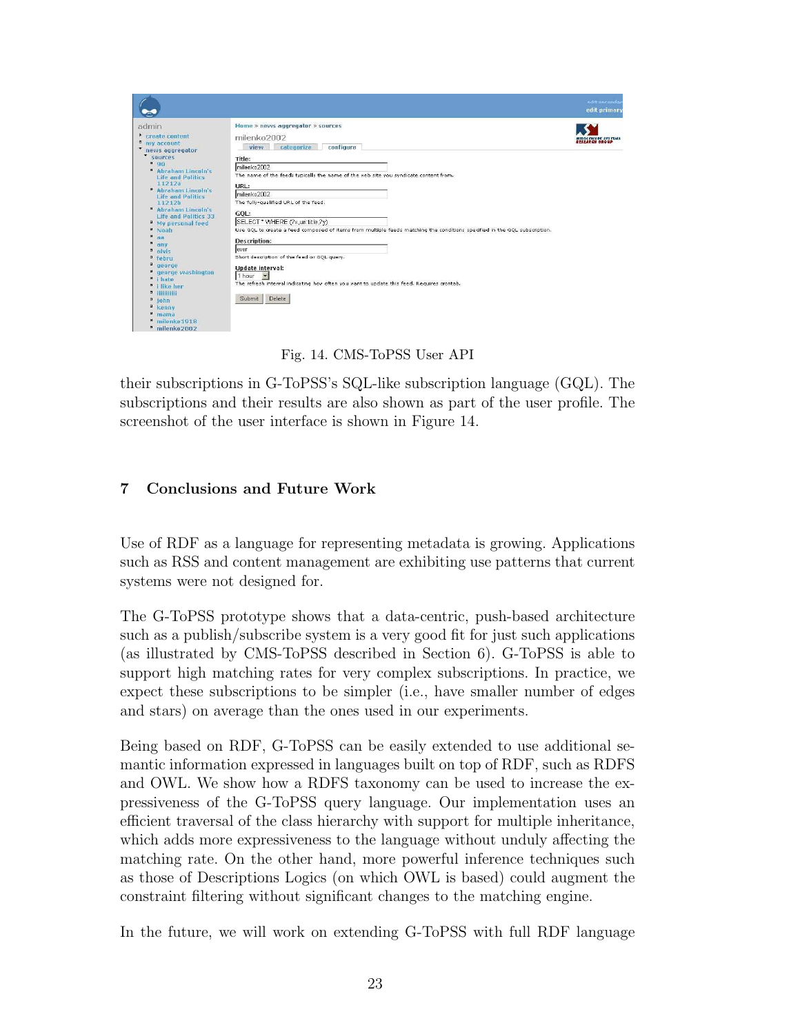Fig. 14. CMS-ToPSS User API

their subscriptions in G-ToPSS's SQL-like subscription language (GQL). The subscriptions and their results are also shown as part of the user profile. The screenshot of the user interface is shown in Figure 14.

## 7 Conclusions and Future Work

Use of RDF as a language for representing metadata is growing. Applications such as RSS and content management are exhibiting use patterns that current systems were not designed for.

The G-ToPSS prototype shows that a data-centric, push-based architecture such as a publish/subscribe system is a very good fit for just such applications (as illustrated by CMS-ToPSS described in Section 6). G-ToPSS is able to support high matching rates for very complex subscriptions. In practice, we expect these subscriptions to be simpler (i.e., have smaller number of edges and stars) on average than the ones used in our experiments.

Being based on RDF, G-ToPSS can be easily extended to use additional semantic information expressed in languages built on top of RDF, such as RDFS and OWL. We show how a RDFS taxonomy can be used to increase the expressiveness of the G-ToPSS query language. Our implementation uses an efficient traversal of the class hierarchy with support for multiple inheritance, which adds more expressiveness to the language without unduly affecting the matching rate. On the other hand, more powerful inference techniques such as those of Descriptions Logics (on which OWL is based) could augment the constraint filtering without significant changes to the matching engine.

In the future, we will work on extending G-ToPSS with full RDF language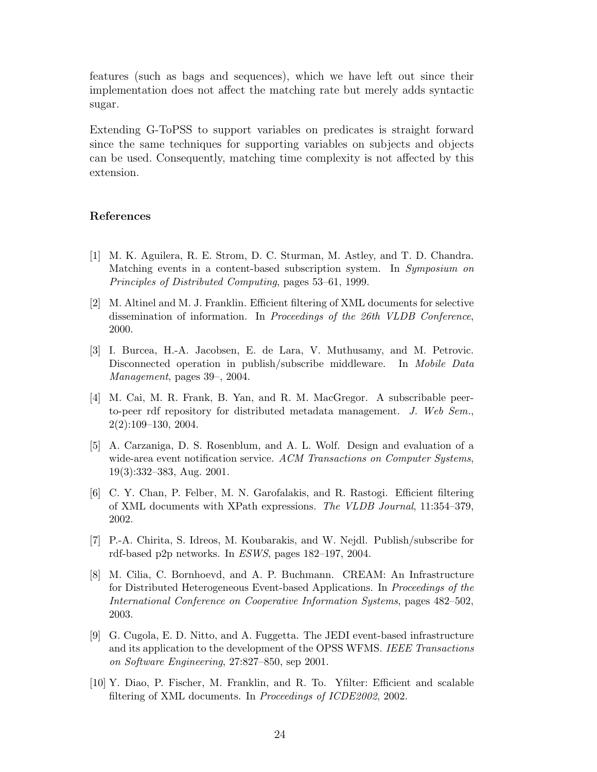features (such as bags and sequences), which we have left out since their implementation does not affect the matching rate but merely adds syntactic sugar.

Extending G-ToPSS to support variables on predicates is straight forward since the same techniques for supporting variables on subjects and objects can be used. Consequently, matching time complexity is not affected by this extension.

## References

[1] M. K. Aguilera, R. E. Strom, D. C. Sturman, M. Astley, and T. D. Chandra. Matching events in a content-based subscription system. In *Symposium on Principles of Distributed Computing*, pages 53–61, 1999.

[2] M. Altinel and M. J. Franklin. Efficient filtering of XML documents for selective dissemination of information. In *Proceedings of the 26th VLDB Conference*, 2000.

[3] I. Burcea, H.-A. Jacobsen, E. de Lara, V. Muthusamy, and M. Petrovic. Disconnected operation in publish/subscribe middleware. In *Mobile Data Management*, pages 39–, 2004.

[4] M. Cai, M. R. Frank, B. Yan, and R. M. MacGregor. A subscribable peer-to-peer rdf repository for distributed metadata management. *J. Web Sem.*, 2(2):109–130, 2004.

[5] A. Carzaniga, D. S. Rosenblum, and A. L. Wolf. Design and evaluation of a wide-area event notification service. *ACM Transactions on Computer Systems*, 19(3):332–383, Aug. 2001.

[6] C. Y. Chan, P. Felber, M. N. Garofalakis, and R. Rastogi. Efficient filtering of XML documents with XPath expressions. *The VLDB Journal*, 11:354–379, 2002.

[7] P.-A. Chirita, S. Idreos, M. Koubarakis, and W. Nejdl. Publish/subscribe for rdf-based p2p networks. In *ESWS*, pages 182–197, 2004.

[8] M. Cilia, C. Bornhoevd, and A. P. Buchmann. CREAM: An Infrastructure for Distributed Heterogeneous Event-based Applications. In *Proceedings of the International Conference on Cooperative Information Systems*, pages 482–502, 2003.

[9] G. Cugola, E. D. Nitto, and A. Fuggetta. The JEDI event-based infrastructure and its application to the development of the OPSS WFMS. *IEEE Transactions on Software Engineering*, 27:827–850, sep 2001.

[10] Y. Diao, P. Fischer, M. Franklin, and R. To. Yfilter: Efficient and scalable filtering of XML documents. In *Proceedings of ICDE2002*, 2002.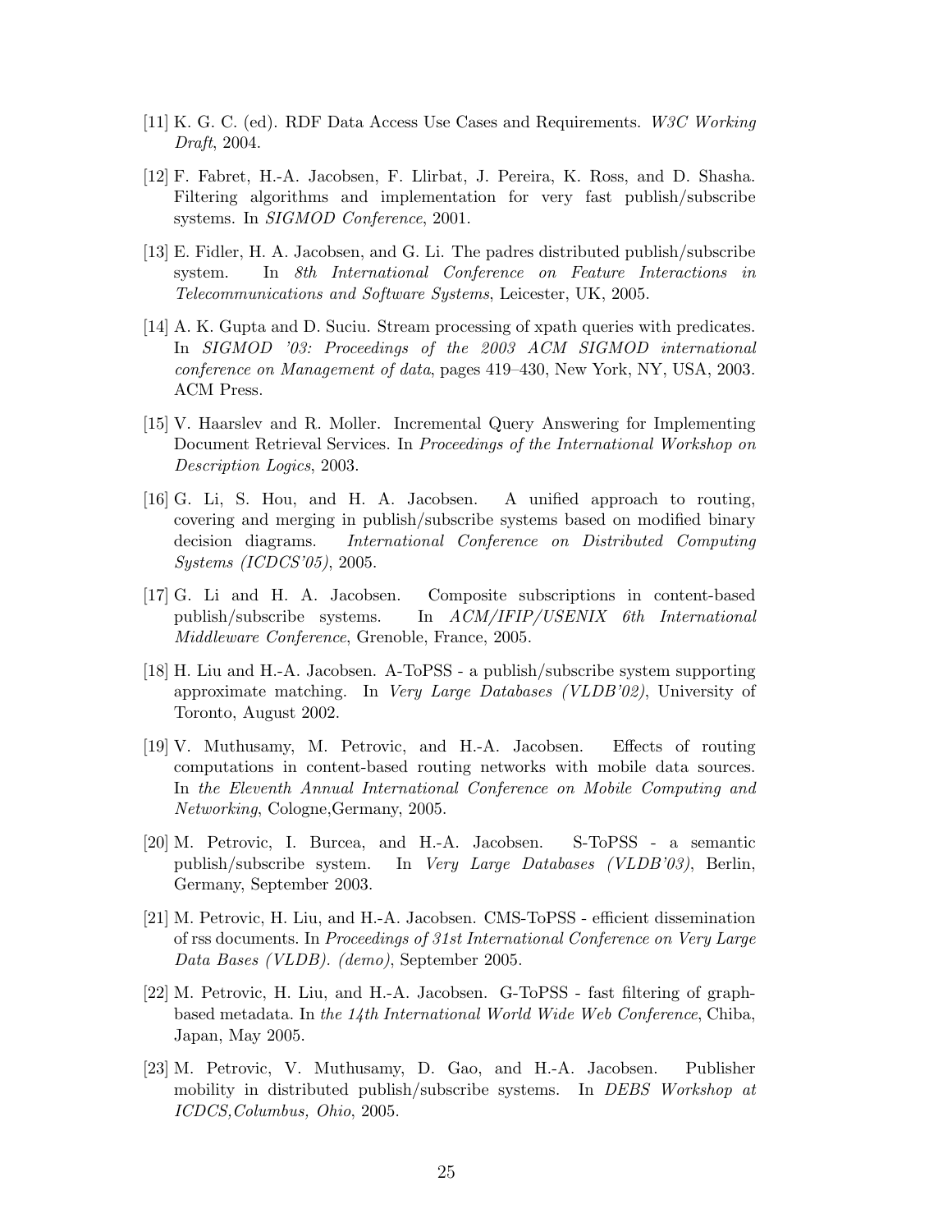[11] K. G. C. (ed). RDF Data Access Use Cases and Requirements. *W3C Working Draft*, 2004.

[12] F. Fabret, H.-A. Jacobsen, F. Llirbat, J. Pereira, K. Ross, and D. Shasha. Filtering algorithms and implementation for very fast publish/subscribe systems. In *SIGMOD Conference*, 2001.

[13] E. Fidler, H. A. Jacobsen, and G. Li. The padres distributed publish/subscribe system. In *8th International Conference on Feature Interactions in Telecommunications and Software Systems*, Leicester, UK, 2005.

[14] A. K. Gupta and D. Suciu. Stream processing of xpath queries with predicates. In *SIGMOD '03: Proceedings of the 2003 ACM SIGMOD international conference on Management of data*, pages 419–430, New York, NY, USA, 2003. ACM Press.

[15] V. Haarslev and R. Moller. Incremental Query Answering for Implementing Document Retrieval Services. In *Proceedings of the International Workshop on Description Logics*, 2003.

[16] G. Li, S. Hou, and H. A. Jacobsen. A unified approach to routing, covering and merging in publish/subscribe systems based on modified binary decision diagrams. *International Conference on Distributed Computing Systems (ICDCS'05)*, 2005.

[17] G. Li and H. A. Jacobsen. Composite subscriptions in content-based publish/subscribe systems. In *ACM/IFIP/USENIX 6th International Middleware Conference*, Grenoble, France, 2005.

[18] H. Liu and H.-A. Jacobsen. A-ToPSS - a publish/subscribe system supporting approximate matching. In *Very Large Databases (VLDB'02)*, University of Toronto, August 2002.

[19] V. Muthusamy, M. Petrovic, and H.-A. Jacobsen. Effects of routing computations in content-based routing networks with mobile data sources. In *the Eleventh Annual International Conference on Mobile Computing and Networking*, Cologne,Germany, 2005.

[20] M. Petrovic, I. Burcea, and H.-A. Jacobsen. S-ToPSS - a semantic publish/subscribe system. In *Very Large Databases (VLDB'03)*, Berlin, Germany, September 2003.

[21] M. Petrovic, H. Liu, and H.-A. Jacobsen. CMS-ToPSS - efficient dissemination of rss documents. In *Proceedings of 31st International Conference on Very Large Data Bases (VLDB). (demo)*, September 2005.

[22] M. Petrovic, H. Liu, and H.-A. Jacobsen. G-ToPSS - fast filtering of graph-based metadata. In *the 14th International World Wide Web Conference*, Chiba, Japan, May 2005.

[23] M. Petrovic, V. Muthusamy, D. Gao, and H.-A. Jacobsen. Publisher mobility in distributed publish/subscribe systems. In *DEBS Workshop at ICDCS,Columbus, Ohio*, 2005.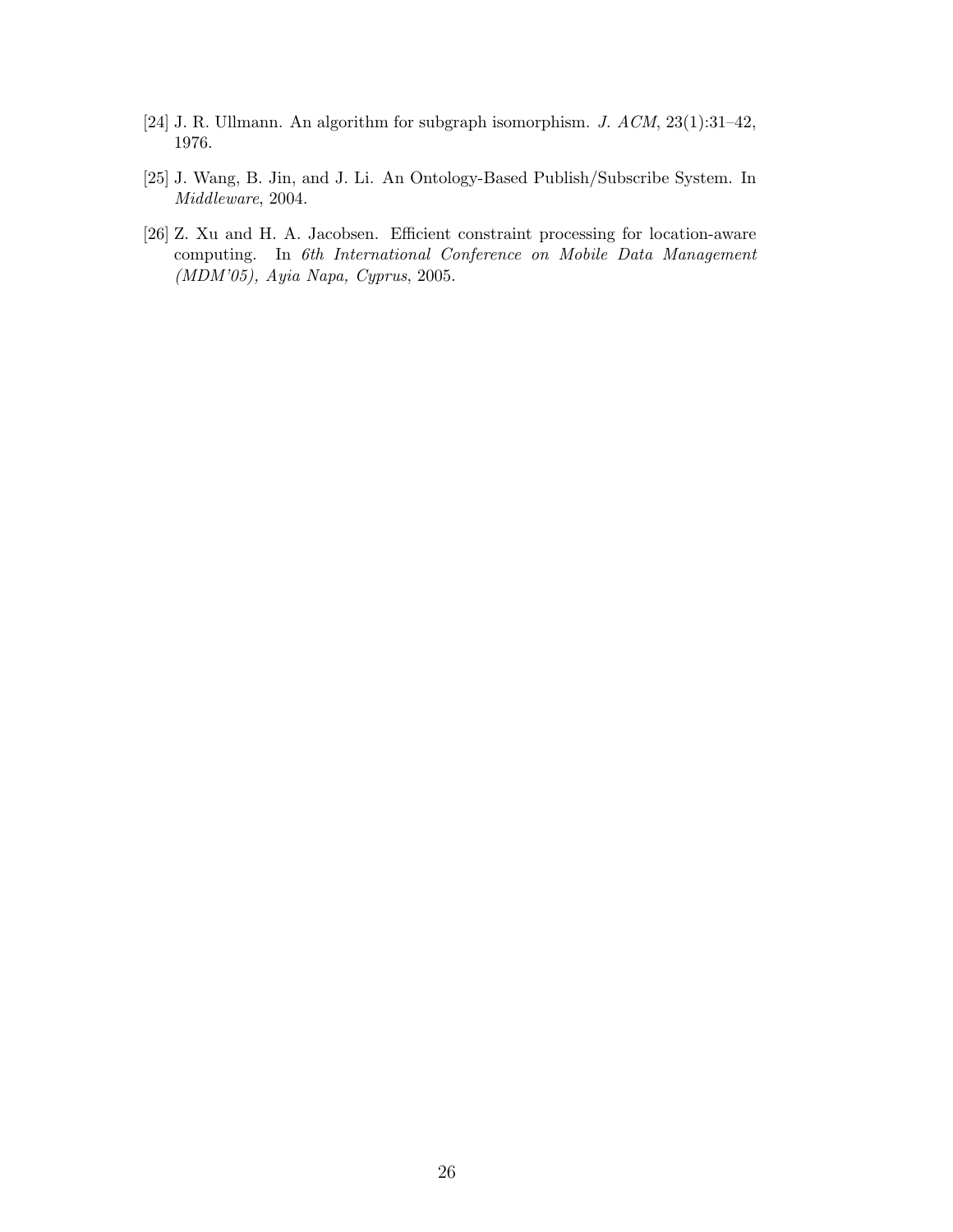[24] J. R. Ullmann. An algorithm for subgraph isomorphism. *J. ACM*, 23(1):31–42, 1976.

[25] J. Wang, B. Jin, and J. Li. An Ontology-Based Publish/Subscribe System. In *Middleware*, 2004.

[26] Z. Xu and H. A. Jacobsen. Efficient constraint processing for location-aware computing. In *6th International Conference on Mobile Data Management (MDM'05), Ayia Napa, Cyprus*, 2005.